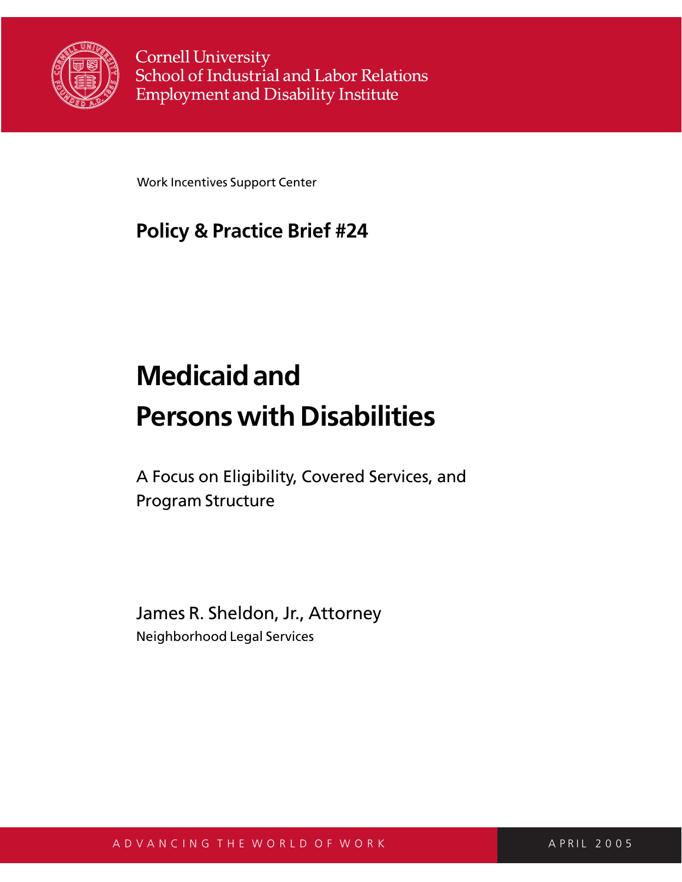Cornell University
School of Industrial and Labor Relations
Employment and Disability Institute

Work Incentives Support Center

**Policy & Practice Brief #24**

# Medicaid and Persons with Disabilities

A Focus on Eligibility, Covered Services, and Program Structure

James R. Sheldon, Jr., Attorney
Neighborhood Legal Services

ADVANCING THE WORLD OF WORK

APRIL 2005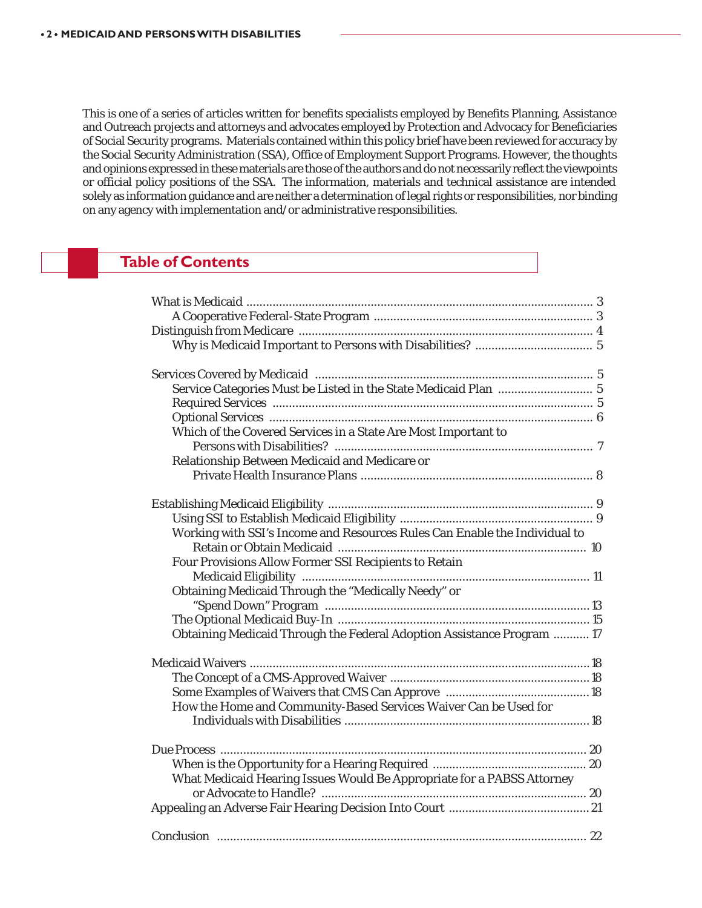This is one of a series of articles written for benefits specialists employed by Benefits Planning, Assistance and Outreach projects and attorneys and advocates employed by Protection and Advocacy for Beneficiaries of Social Security programs. Materials contained within this policy brief have been reviewed for accuracy by the Social Security Administration (SSA), Office of Employment Support Programs. However, the thoughts and opinions expressed in these materials are those of the authors and do not necessarily reflect the viewpoints or official policy positions of the SSA. The information, materials and technical assistance are intended solely as information guidance and are neither a determination of legal rights or responsibilities, nor binding on any agency with implementation and/or administrative responsibilities.

## Table of Contents

- What is Medicaid ........ 3
  - A Cooperative Federal-State Program ........ 3
- Distinguish from Medicare ........ 4
  - Why is Medicaid Important to Persons with Disabilities? ........ 5

- Services Covered by Medicaid ........ 5
  - Service Categories Must be Listed in the State Medicaid Plan ........ 5
  - Required Services ........ 5
  - Optional Services ........ 6
  - Which of the Covered Services in a State Are Most Important to Persons with Disabilities? ........ 7
  - Relationship Between Medicaid and Medicare or Private Health Insurance Plans ........ 8

- Establishing Medicaid Eligibility ........ 9
  - Using SSI to Establish Medicaid Eligibility ........ 9
  - Working with SSI's Income and Resources Rules Can Enable the Individual to Retain or Obtain Medicaid ........ 10
  - Four Provisions Allow Former SSI Recipients to Retain Medicaid Eligibility ........ 11
  - Obtaining Medicaid Through the "Medically Needy" or "Spend Down" Program ........ 13
  - The Optional Medicaid Buy-In ........ 15
  - Obtaining Medicaid Through the Federal Adoption Assistance Program ........ 17

- Medicaid Waivers ........ 18
  - The Concept of a CMS-Approved Waiver ........ 18
  - Some Examples of Waivers that CMS Can Approve ........ 18
  - How the Home and Community-Based Services Waiver Can be Used for Individuals with Disabilities ........ 18

- Due Process ........ 20
  - When is the Opportunity for a Hearing Required ........ 20
  - What Medicaid Hearing Issues Would Be Appropriate for a PABSS Attorney or Advocate to Handle? ........ 20
- Appealing an Adverse Fair Hearing Decision Into Court ........ 21

- Conclusion ........ 22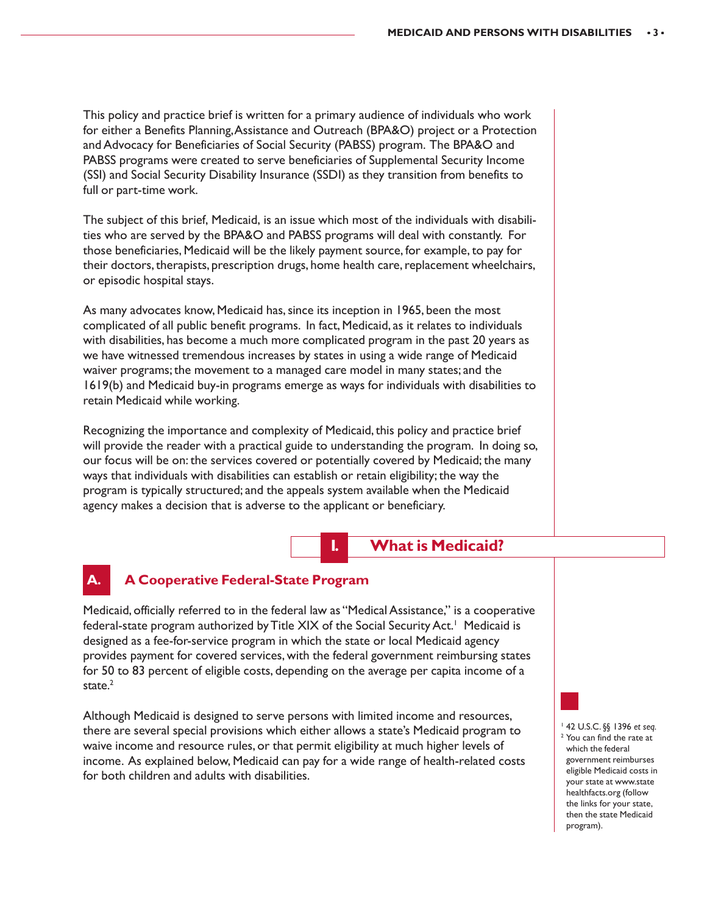This policy and practice brief is written for a primary audience of individuals who work for either a Benefits Planning, Assistance and Outreach (BPA&O) project or a Protection and Advocacy for Beneficiaries of Social Security (PABSS) program. The BPA&O and PABSS programs were created to serve beneficiaries of Supplemental Security Income (SSI) and Social Security Disability Insurance (SSDI) as they transition from benefits to full or part-time work.

The subject of this brief, Medicaid, is an issue which most of the individuals with disabilities who are served by the BPA&O and PABSS programs will deal with constantly. For those beneficiaries, Medicaid will be the likely payment source, for example, to pay for their doctors, therapists, prescription drugs, home health care, replacement wheelchairs, or episodic hospital stays.

As many advocates know, Medicaid has, since its inception in 1965, been the most complicated of all public benefit programs. In fact, Medicaid, as it relates to individuals with disabilities, has become a much more complicated program in the past 20 years as we have witnessed tremendous increases by states in using a wide range of Medicaid waiver programs; the movement to a managed care model in many states; and the 1619(b) and Medicaid buy-in programs emerge as ways for individuals with disabilities to retain Medicaid while working.

Recognizing the importance and complexity of Medicaid, this policy and practice brief will provide the reader with a practical guide to understanding the program. In doing so, our focus will be on: the services covered or potentially covered by Medicaid; the many ways that individuals with disabilities can establish or retain eligibility; the way the program is typically structured; and the appeals system available when the Medicaid agency makes a decision that is adverse to the applicant or beneficiary.

# I. What is Medicaid?

## A. A Cooperative Federal-State Program

Medicaid, officially referred to in the federal law as "Medical Assistance," is a cooperative federal-state program authorized by Title XIX of the Social Security Act.[1] Medicaid is designed as a fee-for-service program in which the state or local Medicaid agency provides payment for covered services, with the federal government reimbursing states for 50 to 83 percent of eligible costs, depending on the average per capita income of a state.[2]

Although Medicaid is designed to serve persons with limited income and resources, there are several special provisions which either allows a state's Medicaid program to waive income and resource rules, or that permit eligibility at much higher levels of income. As explained below, Medicaid can pay for a wide range of health-related costs for both children and adults with disabilities.

[1] 42 U.S.C. §§ 1396 *et seq.*

[2] You can find the rate at which the federal government reimburses eligible Medicaid costs in your state at www.statehealthfacts.org (follow the links for your state, then the state Medicaid program).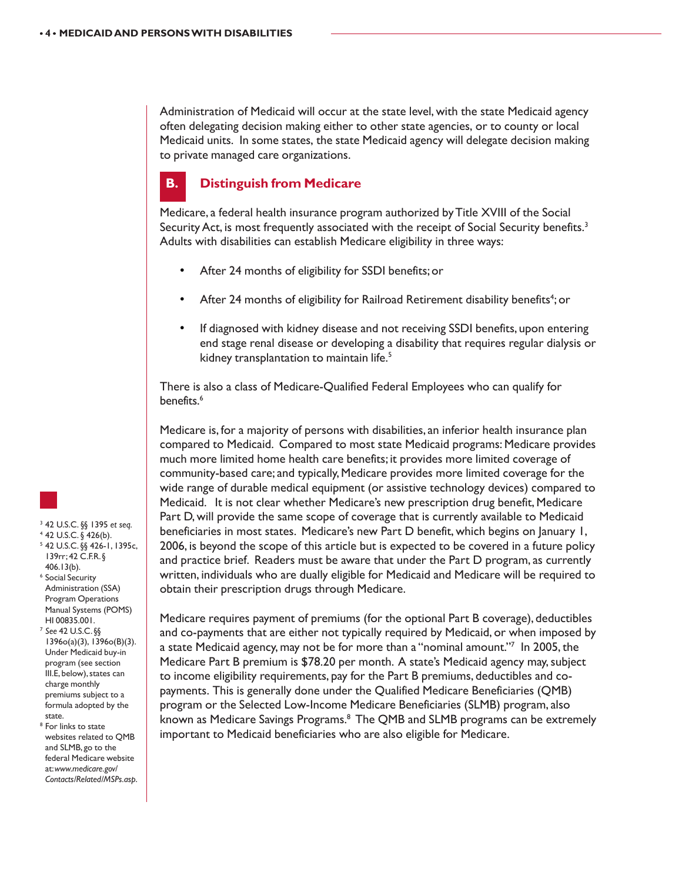Administration of Medicaid will occur at the state level, with the state Medicaid agency often delegating decision making either to other state agencies, or to county or local Medicaid units. In some states, the state Medicaid agency will delegate decision making to private managed care organizations.

## B. Distinguish from Medicare

Medicare, a federal health insurance program authorized by Title XVIII of the Social Security Act, is most frequently associated with the receipt of Social Security benefits.[3] Adults with disabilities can establish Medicare eligibility in three ways:

- After 24 months of eligibility for SSDI benefits; or
- After 24 months of eligibility for Railroad Retirement disability benefits[4]; or
- If diagnosed with kidney disease and not receiving SSDI benefits, upon entering end stage renal disease or developing a disability that requires regular dialysis or kidney transplantation to maintain life.[5]

There is also a class of Medicare-Qualified Federal Employees who can qualify for benefits.[6]

Medicare is, for a majority of persons with disabilities, an inferior health insurance plan compared to Medicaid. Compared to most state Medicaid programs: Medicare provides much more limited home health care benefits; it provides more limited coverage of community-based care; and typically, Medicare provides more limited coverage for the wide range of durable medical equipment (or assistive technology devices) compared to Medicaid. It is not clear whether Medicare's new prescription drug benefit, Medicare Part D, will provide the same scope of coverage that is currently available to Medicaid beneficiaries in most states. Medicare's new Part D benefit, which begins on January 1, 2006, is beyond the scope of this article but is expected to be covered in a future policy and practice brief. Readers must be aware that under the Part D program, as currently written, individuals who are dually eligible for Medicaid and Medicare will be required to obtain their prescription drugs through Medicare.

Medicare requires payment of premiums (for the optional Part B coverage), deductibles and co-payments that are either not typically required by Medicaid, or when imposed by a state Medicaid agency, may not be for more than a "nominal amount."[7] In 2005, the Medicare Part B premium is $78.20 per month. A state's Medicaid agency may, subject to income eligibility requirements, pay for the Part B premiums, deductibles and co-payments. This is generally done under the Qualified Medicare Beneficiaries (QMB) program or the Selected Low-Income Medicare Beneficiaries (SLMB) program, also known as Medicare Savings Programs.[8] The QMB and SLMB programs can be extremely important to Medicaid beneficiaries who are also eligible for Medicare.

---

[3] 42 U.S.C. §§ 1395 *et seq.*

[4] 42 U.S.C. § 426(b).

[5] 42 U.S.C. §§ 426-1, 1395c, 139rr; 42 C.F.R. § 406.13(b).

[6] Social Security Administration (SSA) Program Operations Manual Systems (POMS) HI 00835.001.

[7] *See* 42 U.S.C. §§ 1396o(a)(3), 1396o(B)(3). Under Medicaid buy-in program (see section III.E, below), states can charge monthly premiums subject to a formula adopted by the state.

[8] For links to state websites related to QMB and SLMB, go to the federal Medicare website at: *www.medicare.gov/Contacts/Related/MSPs.asp*.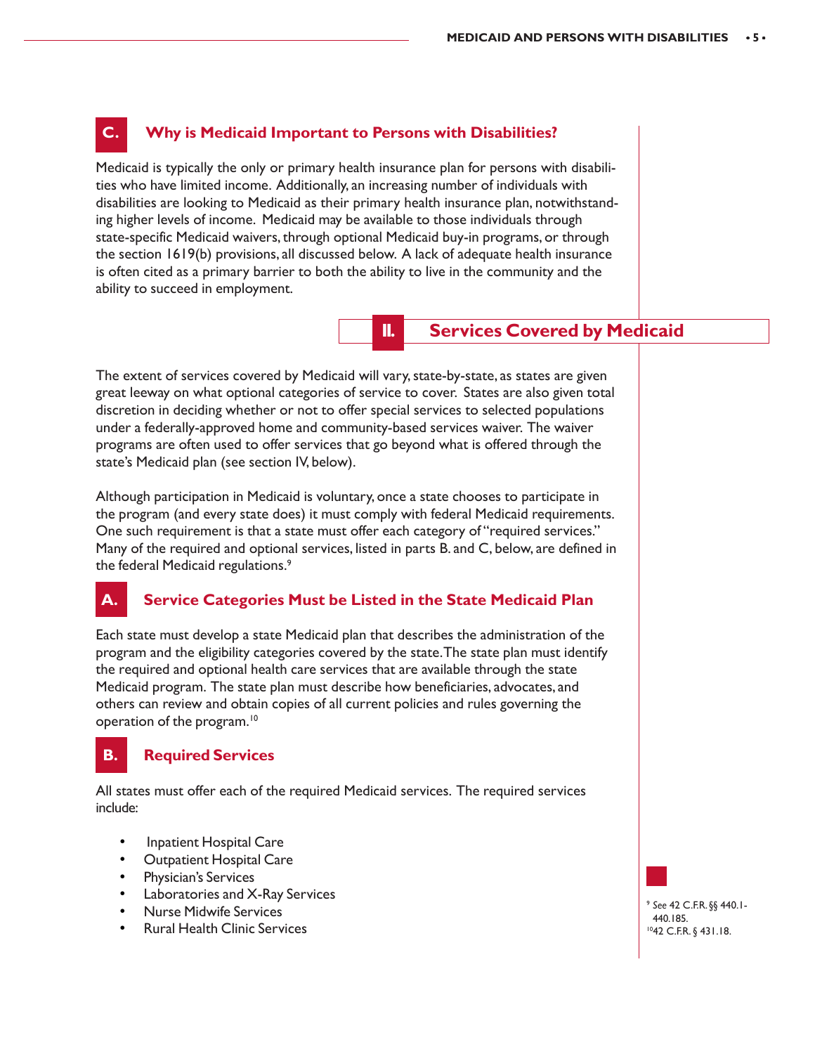## C. Why is Medicaid Important to Persons with Disabilities?

Medicaid is typically the only or primary health insurance plan for persons with disabilities who have limited income. Additionally, an increasing number of individuals with disabilities are looking to Medicaid as their primary health insurance plan, notwithstanding higher levels of income. Medicaid may be available to those individuals through state-specific Medicaid waivers, through optional Medicaid buy-in programs, or through the section 1619(b) provisions, all discussed below. A lack of adequate health insurance is often cited as a primary barrier to both the ability to live in the community and the ability to succeed in employment.

# II. Services Covered by Medicaid

The extent of services covered by Medicaid will vary, state-by-state, as states are given great leeway on what optional categories of service to cover. States are also given total discretion in deciding whether or not to offer special services to selected populations under a federally-approved home and community-based services waiver. The waiver programs are often used to offer services that go beyond what is offered through the state's Medicaid plan (see section IV, below).

Although participation in Medicaid is voluntary, once a state chooses to participate in the program (and every state does) it must comply with federal Medicaid requirements. One such requirement is that a state must offer each category of "required services." Many of the required and optional services, listed in parts B. and C, below, are defined in the federal Medicaid regulations.[9]

## A. Service Categories Must be Listed in the State Medicaid Plan

Each state must develop a state Medicaid plan that describes the administration of the program and the eligibility categories covered by the state. The state plan must identify the required and optional health care services that are available through the state Medicaid program. The state plan must describe how beneficiaries, advocates, and others can review and obtain copies of all current policies and rules governing the operation of the program.[10]

## B. Required Services

All states must offer each of the required Medicaid services. The required services include:

- Inpatient Hospital Care
- Outpatient Hospital Care
- Physician's Services
- Laboratories and X-Ray Services
- Nurse Midwife Services
- Rural Health Clinic Services

---

[9] *See* 42 C.F.R. §§ 440.1-440.185.
[10] 42 C.F.R. § 431.18.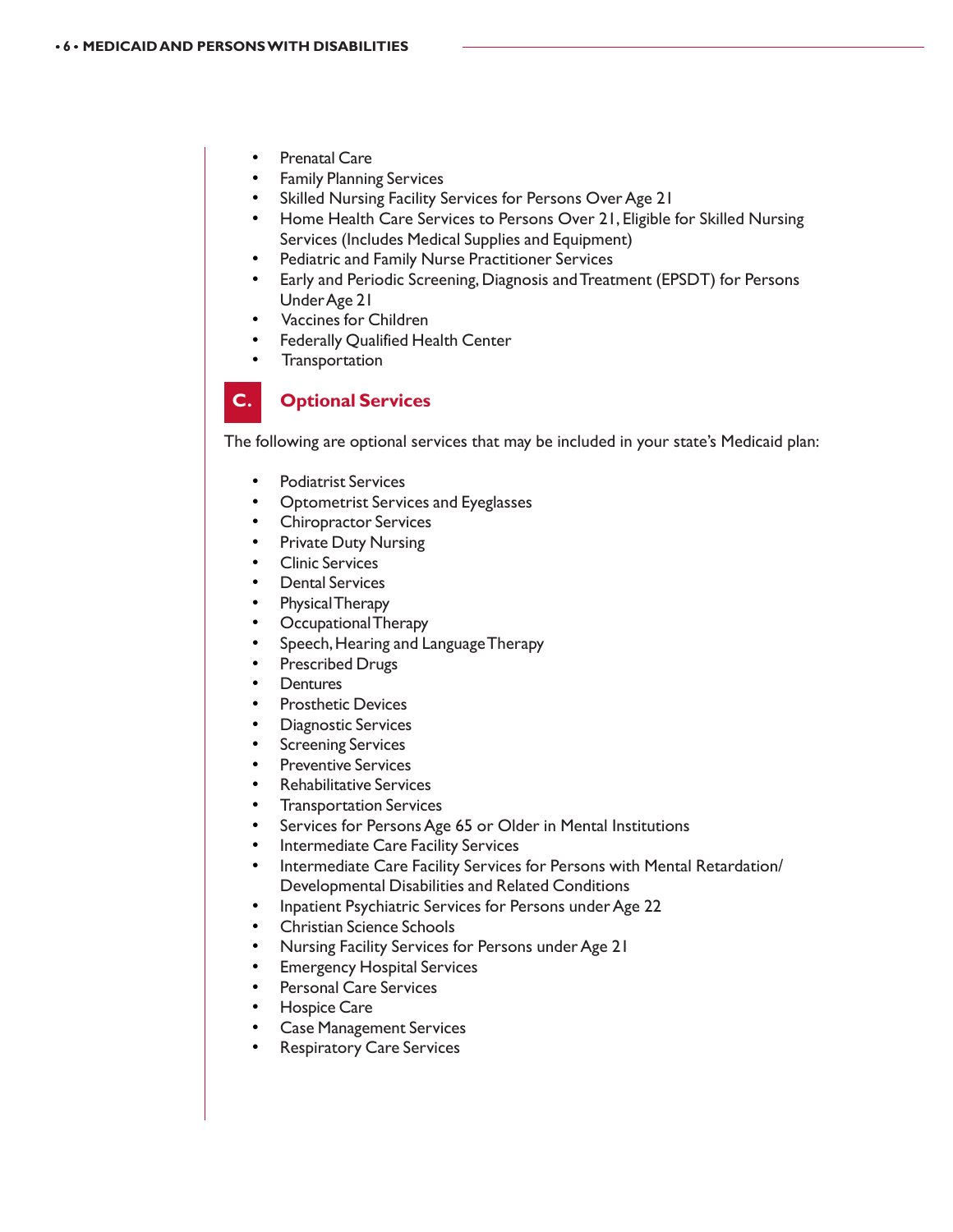- Prenatal Care
- Family Planning Services
- Skilled Nursing Facility Services for Persons Over Age 21
- Home Health Care Services to Persons Over 21, Eligible for Skilled Nursing Services (Includes Medical Supplies and Equipment)
- Pediatric and Family Nurse Practitioner Services
- Early and Periodic Screening, Diagnosis and Treatment (EPSDT) for Persons Under Age 21
- Vaccines for Children
- Federally Qualified Health Center
- Transportation

## C. Optional Services

The following are optional services that may be included in your state's Medicaid plan:

- Podiatrist Services
- Optometrist Services and Eyeglasses
- Chiropractor Services
- Private Duty Nursing
- Clinic Services
- Dental Services
- Physical Therapy
- Occupational Therapy
- Speech, Hearing and Language Therapy
- Prescribed Drugs
- Dentures
- Prosthetic Devices
- Diagnostic Services
- Screening Services
- Preventive Services
- Rehabilitative Services
- Transportation Services
- Services for Persons Age 65 or Older in Mental Institutions
- Intermediate Care Facility Services
- Intermediate Care Facility Services for Persons with Mental Retardation/ Developmental Disabilities and Related Conditions
- Inpatient Psychiatric Services for Persons under Age 22
- Christian Science Schools
- Nursing Facility Services for Persons under Age 21
- Emergency Hospital Services
- Personal Care Services
- Hospice Care
- Case Management Services
- Respiratory Care Services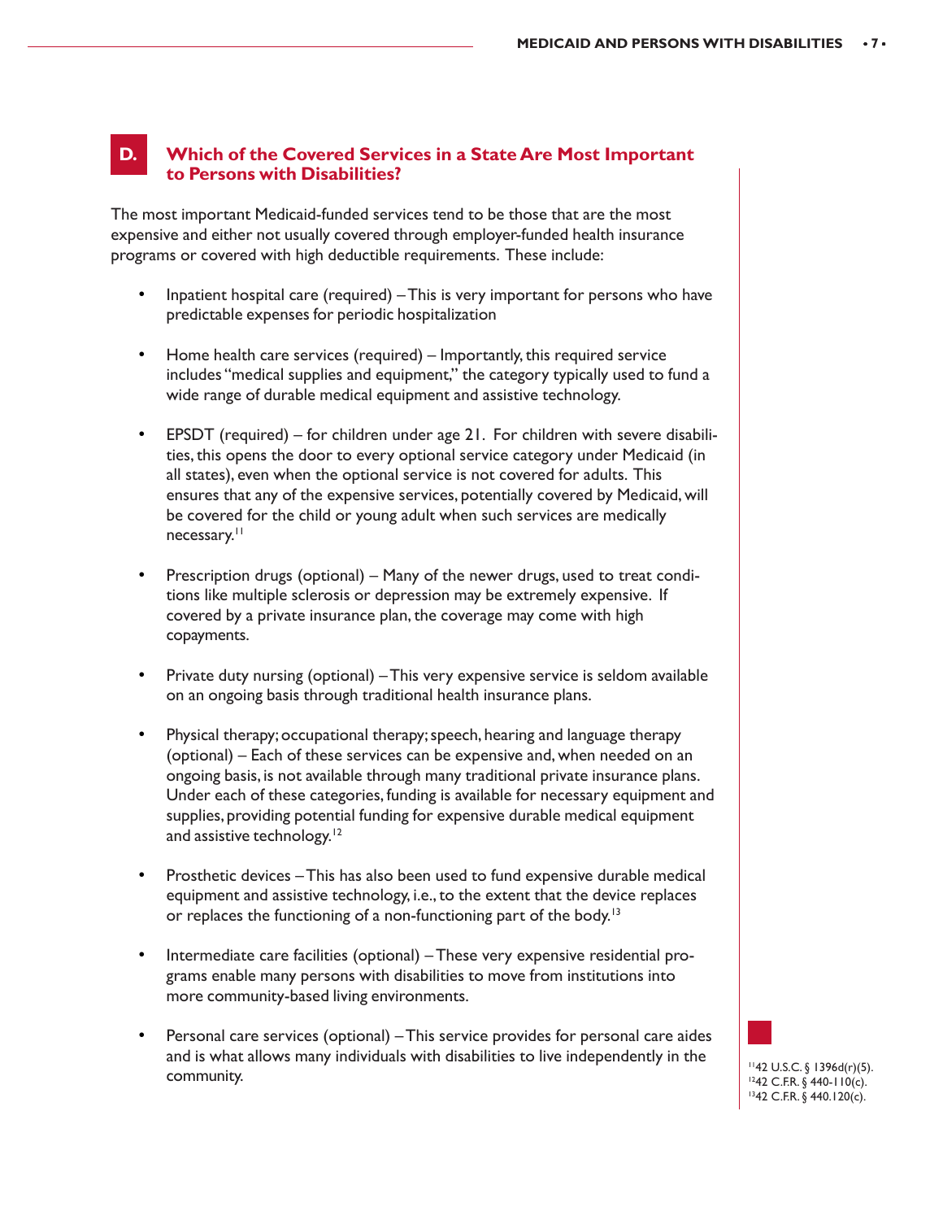## D. Which of the Covered Services in a State Are Most Important to Persons with Disabilities?

The most important Medicaid-funded services tend to be those that are the most expensive and either not usually covered through employer-funded health insurance programs or covered with high deductible requirements. These include:

- Inpatient hospital care (required) – This is very important for persons who have predictable expenses for periodic hospitalization

- Home health care services (required) – Importantly, this required service includes "medical supplies and equipment," the category typically used to fund a wide range of durable medical equipment and assistive technology.

- EPSDT (required) – for children under age 21. For children with severe disabilities, this opens the door to every optional service category under Medicaid (in all states), even when the optional service is not covered for adults. This ensures that any of the expensive services, potentially covered by Medicaid, will be covered for the child or young adult when such services are medically necessary.[11]

- Prescription drugs (optional) – Many of the newer drugs, used to treat conditions like multiple sclerosis or depression may be extremely expensive. If covered by a private insurance plan, the coverage may come with high copayments.

- Private duty nursing (optional) – This very expensive service is seldom available on an ongoing basis through traditional health insurance plans.

- Physical therapy; occupational therapy; speech, hearing and language therapy (optional) – Each of these services can be expensive and, when needed on an ongoing basis, is not available through many traditional private insurance plans. Under each of these categories, funding is available for necessary equipment and supplies, providing potential funding for expensive durable medical equipment and assistive technology.[12]

- Prosthetic devices – This has also been used to fund expensive durable medical equipment and assistive technology, i.e., to the extent that the device replaces or replaces the functioning of a non-functioning part of the body.[13]

- Intermediate care facilities (optional) – These very expensive residential programs enable many persons with disabilities to move from institutions into more community-based living environments.

- Personal care services (optional) – This service provides for personal care aides and is what allows many individuals with disabilities to live independently in the community.

[11] 42 U.S.C. § 1396d(r)(5).
[12] 42 C.F.R. § 440-110(c).
[13] 42 C.F.R. § 440.120(c).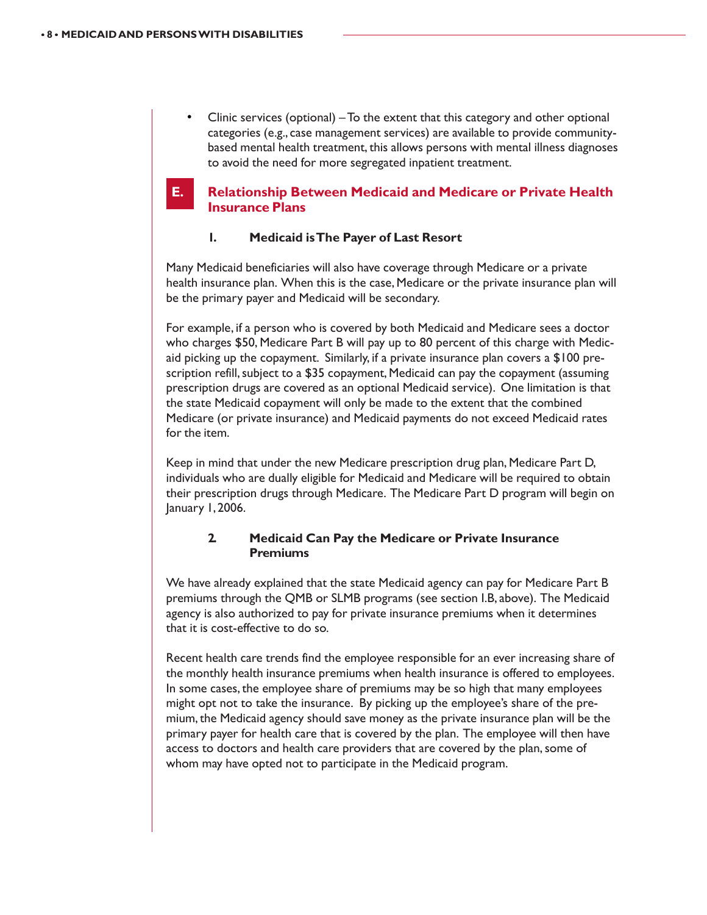- Clinic services (optional) – To the extent that this category and other optional categories (e.g., case management services) are available to provide community-based mental health treatment, this allows persons with mental illness diagnoses to avoid the need for more segregated inpatient treatment.

## E. Relationship Between Medicaid and Medicare or Private Health Insurance Plans

### 1. Medicaid is The Payer of Last Resort

Many Medicaid beneficiaries will also have coverage through Medicare or a private health insurance plan. When this is the case, Medicare or the private insurance plan will be the primary payer and Medicaid will be secondary.

For example, if a person who is covered by both Medicaid and Medicare sees a doctor who charges $50, Medicare Part B will pay up to 80 percent of this charge with Medicaid picking up the copayment. Similarly, if a private insurance plan covers a $100 prescription refill, subject to a $35 copayment, Medicaid can pay the copayment (assuming prescription drugs are covered as an optional Medicaid service). One limitation is that the state Medicaid copayment will only be made to the extent that the combined Medicare (or private insurance) and Medicaid payments do not exceed Medicaid rates for the item.

Keep in mind that under the new Medicare prescription drug plan, Medicare Part D, individuals who are dually eligible for Medicaid and Medicare will be required to obtain their prescription drugs through Medicare. The Medicare Part D program will begin on January 1, 2006.

### 2. Medicaid Can Pay the Medicare or Private Insurance Premiums

We have already explained that the state Medicaid agency can pay for Medicare Part B premiums through the QMB or SLMB programs (see section I.B, above). The Medicaid agency is also authorized to pay for private insurance premiums when it determines that it is cost-effective to do so.

Recent health care trends find the employee responsible for an ever increasing share of the monthly health insurance premiums when health insurance is offered to employees. In some cases, the employee share of premiums may be so high that many employees might opt not to take the insurance. By picking up the employee's share of the premium, the Medicaid agency should save money as the private insurance plan will be the primary payer for health care that is covered by the plan. The employee will then have access to doctors and health care providers that are covered by the plan, some of whom may have opted not to participate in the Medicaid program.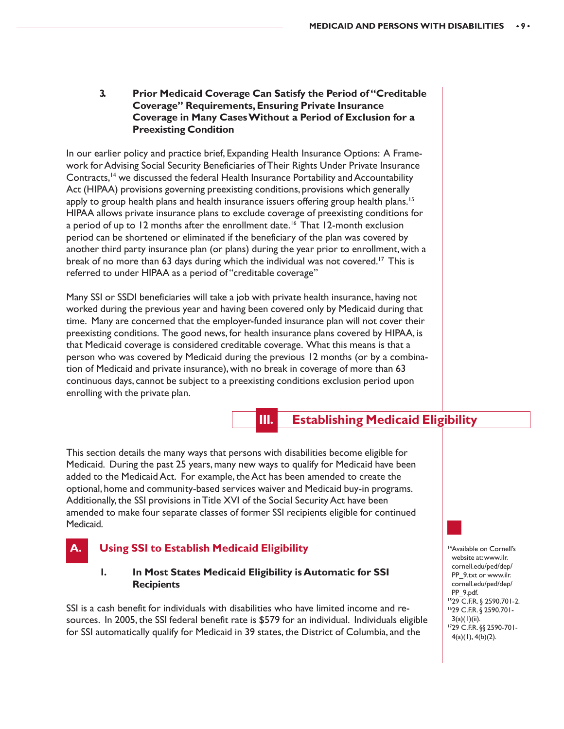### 3. Prior Medicaid Coverage Can Satisfy the Period of "Creditable Coverage" Requirements, Ensuring Private Insurance Coverage in Many Cases Without a Period of Exclusion for a Preexisting Condition

In our earlier policy and practice brief, Expanding Health Insurance Options: A Framework for Advising Social Security Beneficiaries of Their Rights Under Private Insurance Contracts,[14] we discussed the federal Health Insurance Portability and Accountability Act (HIPAA) provisions governing preexisting conditions, provisions which generally apply to group health plans and health insurance issuers offering group health plans.[15] HIPAA allows private insurance plans to exclude coverage of preexisting conditions for a period of up to 12 months after the enrollment date.[16] That 12-month exclusion period can be shortened or eliminated if the beneficiary of the plan was covered by another third party insurance plan (or plans) during the year prior to enrollment, with a break of no more than 63 days during which the individual was not covered.[17] This is referred to under HIPAA as a period of "creditable coverage"

Many SSI or SSDI beneficiaries will take a job with private health insurance, having not worked during the previous year and having been covered only by Medicaid during that time. Many are concerned that the employer-funded insurance plan will not cover their preexisting conditions. The good news, for health insurance plans covered by HIPAA, is that Medicaid coverage is considered creditable coverage. What this means is that a person who was covered by Medicaid during the previous 12 months (or by a combination of Medicaid and private insurance), with no break in coverage of more than 63 continuous days, cannot be subject to a preexisting conditions exclusion period upon enrolling with the private plan.

# III. Establishing Medicaid Eligibility

This section details the many ways that persons with disabilities become eligible for Medicaid. During the past 25 years, many new ways to qualify for Medicaid have been added to the Medicaid Act. For example, the Act has been amended to create the optional, home and community-based services waiver and Medicaid buy-in programs. Additionally, the SSI provisions in Title XVI of the Social Security Act have been amended to make four separate classes of former SSI recipients eligible for continued Medicaid.

## A. Using SSI to Establish Medicaid Eligibility

### 1. In Most States Medicaid Eligibility is Automatic for SSI Recipients

SSI is a cash benefit for individuals with disabilities who have limited income and resources. In 2005, the SSI federal benefit rate is $579 for an individual. Individuals eligible for SSI automatically qualify for Medicaid in 39 states, the District of Columbia, and the

---

[14] Available on Cornell's website at: www.ilr.cornell.edu/ped/dep/PP_9.txt or www.ilr.cornell.edu/ped/dep/PP_9.pdf.

[15] 29 C.F.R. § 2590.701-2.

[16] 29 C.F.R. § 2590.701-3(a)(1)(ii).

[17] 29 C.F.R. §§ 2590-701-4(a)(1), 4(b)(2).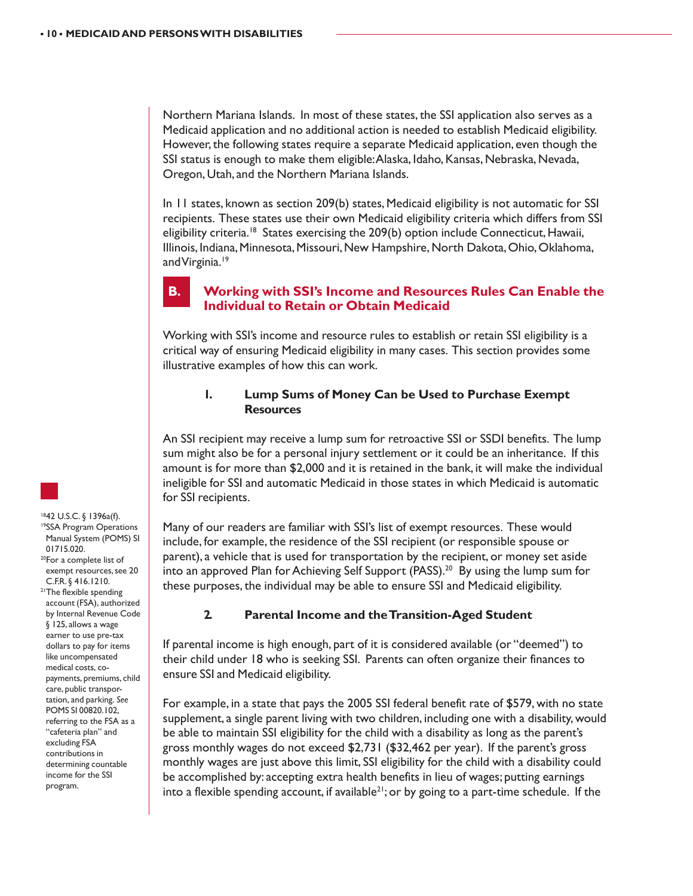Northern Mariana Islands. In most of these states, the SSI application also serves as a Medicaid application and no additional action is needed to establish Medicaid eligibility. However, the following states require a separate Medicaid application, even though the SSI status is enough to make them eligible: Alaska, Idaho, Kansas, Nebraska, Nevada, Oregon, Utah, and the Northern Mariana Islands.

In 11 states, known as section 209(b) states, Medicaid eligibility is not automatic for SSI recipients. These states use their own Medicaid eligibility criteria which differs from SSI eligibility criteria.[18] States exercising the 209(b) option include Connecticut, Hawaii, Illinois, Indiana, Minnesota, Missouri, New Hampshire, North Dakota, Ohio, Oklahoma, and Virginia.[19]

## B. Working with SSI's Income and Resources Rules Can Enable the Individual to Retain or Obtain Medicaid

Working with SSI's income and resource rules to establish or retain SSI eligibility is a critical way of ensuring Medicaid eligibility in many cases. This section provides some illustrative examples of how this can work.

### 1. Lump Sums of Money Can be Used to Purchase Exempt Resources

An SSI recipient may receive a lump sum for retroactive SSI or SSDI benefits. The lump sum might also be for a personal injury settlement or it could be an inheritance. If this amount is for more than $2,000 and it is retained in the bank, it will make the individual ineligible for SSI and automatic Medicaid in those states in which Medicaid is automatic for SSI recipients.

Many of our readers are familiar with SSI's list of exempt resources. These would include, for example, the residence of the SSI recipient (or responsible spouse or parent), a vehicle that is used for transportation by the recipient, or money set aside into an approved Plan for Achieving Self Support (PASS).[20] By using the lump sum for these purposes, the individual may be able to ensure SSI and Medicaid eligibility.

### 2. Parental Income and the Transition-Aged Student

If parental income is high enough, part of it is considered available (or "deemed") to their child under 18 who is seeking SSI. Parents can often organize their finances to ensure SSI and Medicaid eligibility.

For example, in a state that pays the 2005 SSI federal benefit rate of $579, with no state supplement, a single parent living with two children, including one with a disability, would be able to maintain SSI eligibility for the child with a disability as long as the parent's gross monthly wages do not exceed $2,731 ($32,462 per year). If the parent's gross monthly wages are just above this limit, SSI eligibility for the child with a disability could be accomplished by: accepting extra health benefits in lieu of wages; putting earnings into a flexible spending account, if available[21]; or by going to a part-time schedule. If the

---

[18] 42 U.S.C. § 1396a(f).

[19] SSA Program Operations Manual System (POMS) SI 01715.020.

[20] For a complete list of exempt resources, see 20 C.F.R. § 416.1210.

[21] The flexible spending account (FSA), authorized by Internal Revenue Code § 125, allows a wage earner to use pre-tax dollars to pay for items like uncompensated medical costs, co-payments, premiums, child care, public transportation, and parking. *See* POMS SI 00820.102, referring to the FSA as a "cafeteria plan" and excluding FSA contributions in determining countable income for the SSI program.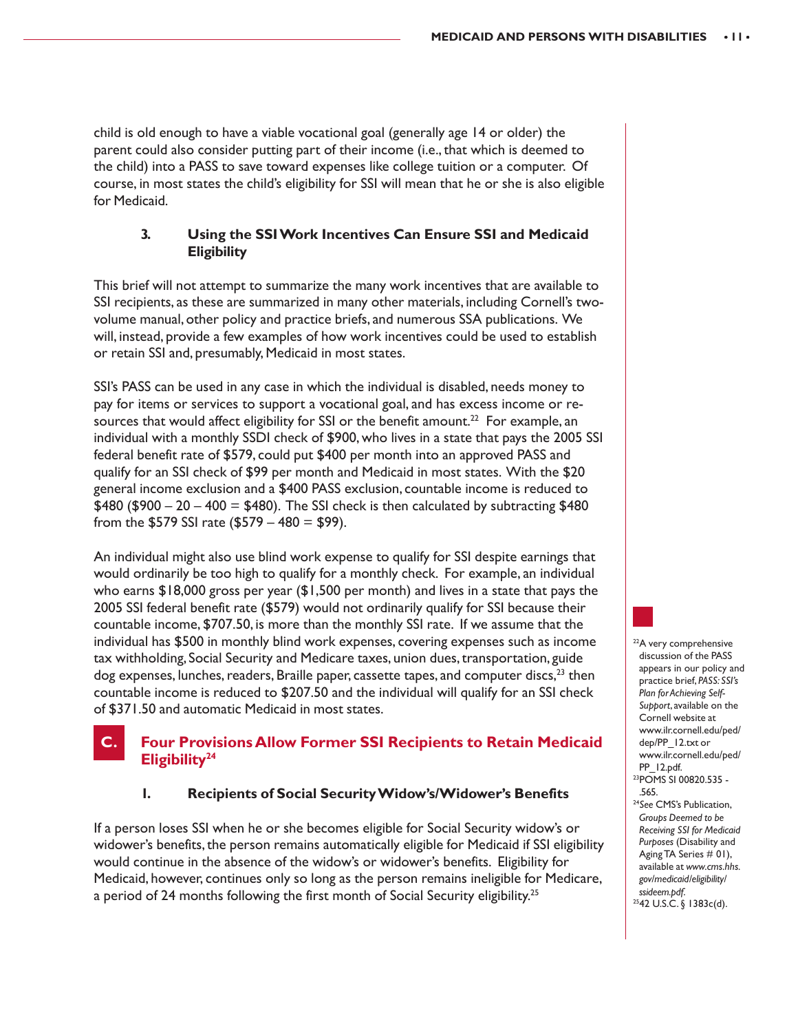child is old enough to have a viable vocational goal (generally age 14 or older) the parent could also consider putting part of their income (i.e., that which is deemed to the child) into a PASS to save toward expenses like college tuition or a computer. Of course, in most states the child's eligibility for SSI will mean that he or she is also eligible for Medicaid.

### 3. Using the SSI Work Incentives Can Ensure SSI and Medicaid Eligibility

This brief will not attempt to summarize the many work incentives that are available to SSI recipients, as these are summarized in many other materials, including Cornell's two-volume manual, other policy and practice briefs, and numerous SSA publications. We will, instead, provide a few examples of how work incentives could be used to establish or retain SSI and, presumably, Medicaid in most states.

SSI's PASS can be used in any case in which the individual is disabled, needs money to pay for items or services to support a vocational goal, and has excess income or resources that would affect eligibility for SSI or the benefit amount.[22] For example, an individual with a monthly SSDI check of $900, who lives in a state that pays the 2005 SSI federal benefit rate of $579, could put $400 per month into an approved PASS and qualify for an SSI check of $99 per month and Medicaid in most states. With the $20 general income exclusion and a $400 PASS exclusion, countable income is reduced to $480 ($900 – 20 – 400 = $480). The SSI check is then calculated by subtracting $480 from the $579 SSI rate ($579 – 480 = $99).

An individual might also use blind work expense to qualify for SSI despite earnings that would ordinarily be too high to qualify for a monthly check. For example, an individual who earns $18,000 gross per year ($1,500 per month) and lives in a state that pays the 2005 SSI federal benefit rate ($579) would not ordinarily qualify for SSI because their countable income, $707.50, is more than the monthly SSI rate. If we assume that the individual has $500 in monthly blind work expenses, covering expenses such as income tax withholding, Social Security and Medicare taxes, union dues, transportation, guide dog expenses, lunches, readers, Braille paper, cassette tapes, and computer discs,[23] then countable income is reduced to $207.50 and the individual will qualify for an SSI check of $371.50 and automatic Medicaid in most states.

## C. Four Provisions Allow Former SSI Recipients to Retain Medicaid Eligibility[24]

### 1. Recipients of Social Security Widow's/Widower's Benefits

If a person loses SSI when he or she becomes eligible for Social Security widow's or widower's benefits, the person remains automatically eligible for Medicaid if SSI eligibility would continue in the absence of the widow's or widower's benefits. Eligibility for Medicaid, however, continues only so long as the person remains ineligible for Medicare, a period of 24 months following the first month of Social Security eligibility.[25]

---

[22] A very comprehensive discussion of the PASS appears in our policy and practice brief, *PASS: SSI's Plan for Achieving Self-Support*, available on the Cornell website at www.ilr.cornell.edu/ped/dep/PP_12.txt or www.ilr.cornell.edu/ped/PP_12.pdf.

[23] POMS SI 00820.535 - .565.

[24] *See* CMS's Publication, *Groups Deemed to be Receiving SSI for Medicaid Purposes* (Disability and Aging TA Series # 01), available at *www.cms.hhs.gov/medicaid/eligibility/ssideem.pdf*.

[25] 42 U.S.C. § 1383c(d).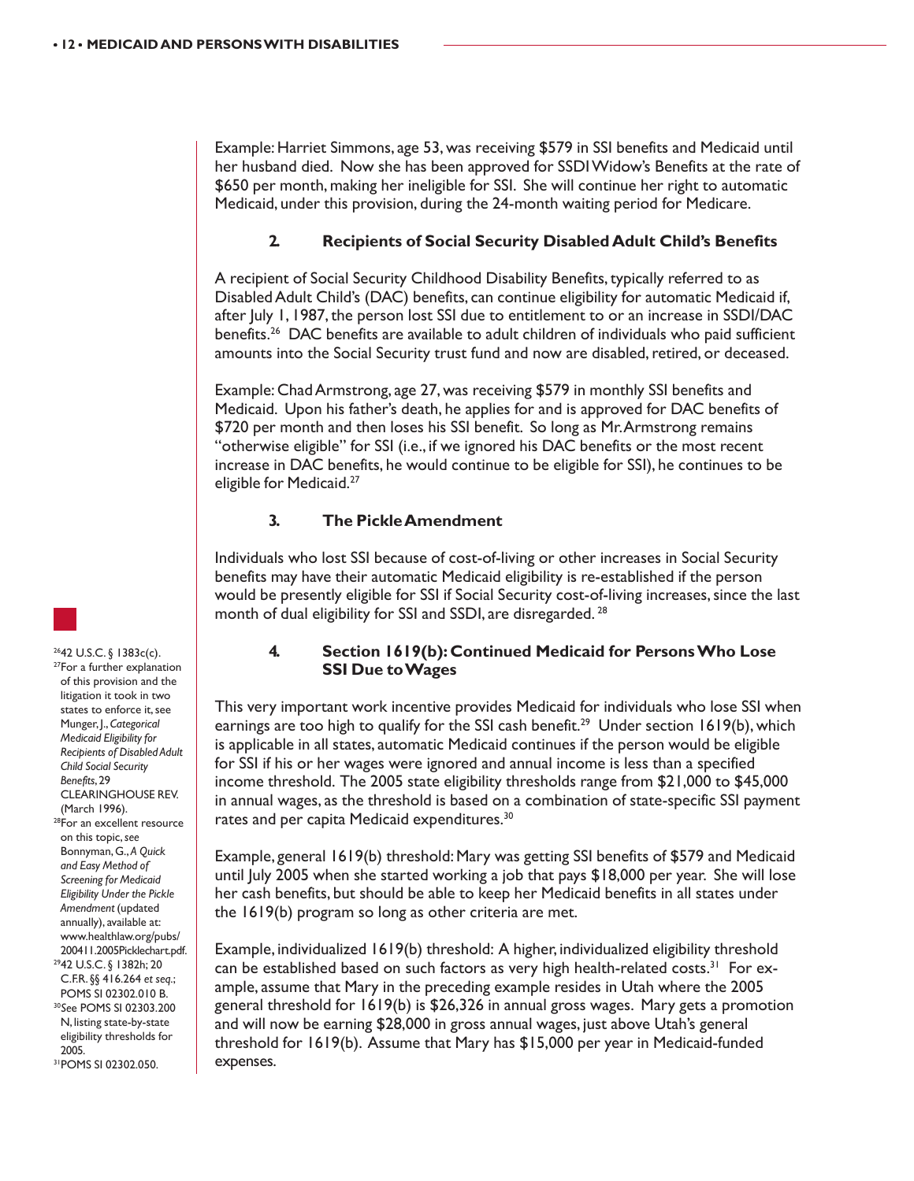Example: Harriet Simmons, age 53, was receiving $579 in SSI benefits and Medicaid until her husband died. Now she has been approved for SSDI Widow's Benefits at the rate of $650 per month, making her ineligible for SSI. She will continue her right to automatic Medicaid, under this provision, during the 24-month waiting period for Medicare.

### 2. Recipients of Social Security Disabled Adult Child's Benefits

A recipient of Social Security Childhood Disability Benefits, typically referred to as Disabled Adult Child's (DAC) benefits, can continue eligibility for automatic Medicaid if, after July 1, 1987, the person lost SSI due to entitlement to or an increase in SSDI/DAC benefits.[26] DAC benefits are available to adult children of individuals who paid sufficient amounts into the Social Security trust fund and now are disabled, retired, or deceased.

Example: Chad Armstrong, age 27, was receiving $579 in monthly SSI benefits and Medicaid. Upon his father's death, he applies for and is approved for DAC benefits of $720 per month and then loses his SSI benefit. So long as Mr. Armstrong remains "otherwise eligible" for SSI (i.e., if we ignored his DAC benefits or the most recent increase in DAC benefits, he would continue to be eligible for SSI), he continues to be eligible for Medicaid.[27]

### 3. The Pickle Amendment

Individuals who lost SSI because of cost-of-living or other increases in Social Security benefits may have their automatic Medicaid eligibility is re-established if the person would be presently eligible for SSI if Social Security cost-of-living increases, since the last month of dual eligibility for SSI and SSDI, are disregarded. [28]

### 4. Section 1619(b): Continued Medicaid for Persons Who Lose SSI Due to Wages

This very important work incentive provides Medicaid for individuals who lose SSI when earnings are too high to qualify for the SSI cash benefit.[29] Under section 1619(b), which is applicable in all states, automatic Medicaid continues if the person would be eligible for SSI if his or her wages were ignored and annual income is less than a specified income threshold. The 2005 state eligibility thresholds range from $21,000 to $45,000 in annual wages, as the threshold is based on a combination of state-specific SSI payment rates and per capita Medicaid expenditures.[30]

Example, general 1619(b) threshold: Mary was getting SSI benefits of $579 and Medicaid until July 2005 when she started working a job that pays $18,000 per year. She will lose her cash benefits, but should be able to keep her Medicaid benefits in all states under the 1619(b) program so long as other criteria are met.

Example, individualized 1619(b) threshold: A higher, individualized eligibility threshold can be established based on such factors as very high health-related costs.[31] For example, assume that Mary in the preceding example resides in Utah where the 2005 general threshold for 1619(b) is $26,326 in annual gross wages. Mary gets a promotion and will now be earning $28,000 in gross annual wages, just above Utah's general threshold for 1619(b). Assume that Mary has $15,000 per year in Medicaid-funded expenses.

---

[26] 42 U.S.C. § 1383c(c).

[27] For a further explanation of this provision and the litigation it took in two states to enforce it, see Munger, J., *Categorical Medicaid Eligibility for Recipients of Disabled Adult Child Social Security Benefits*, 29 CLEARINGHOUSE REV. (March 1996).

[28] For an excellent resource on this topic, *see* Bonnyman, G., *A Quick and Easy Method of Screening for Medicaid Eligibility Under the Pickle Amendment* (updated annually), available at: www.healthlaw.org/pubs/200411.2005Picklechart.pdf.

[29] 42 U.S.C. § 1382h; 20 C.F.R. §§ 416.264 *et seq.*; POMS SI 02302.010 B.

[30] See POMS SI 02303.200 N, listing state-by-state eligibility thresholds for 2005.

[31] POMS SI 02302.050.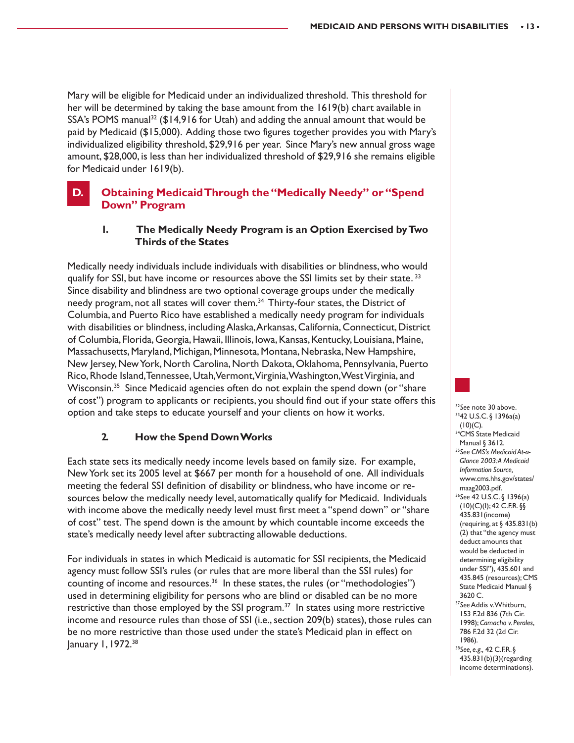Mary will be eligible for Medicaid under an individualized threshold. This threshold for her will be determined by taking the base amount from the 1619(b) chart available in SSA's POMS manual[32] ($14,916 for Utah) and adding the annual amount that would be paid by Medicaid ($15,000). Adding those two figures together provides you with Mary's individualized eligibility threshold, $29,916 per year. Since Mary's new annual gross wage amount, $28,000, is less than her individualized threshold of $29,916 she remains eligible for Medicaid under 1619(b).

## D. Obtaining Medicaid Through the "Medically Needy" or "Spend Down" Program

### 1. The Medically Needy Program is an Option Exercised by Two Thirds of the States

Medically needy individuals include individuals with disabilities or blindness, who would qualify for SSI, but have income or resources above the SSI limits set by their state.[33] Since disability and blindness are two optional coverage groups under the medically needy program, not all states will cover them.[34] Thirty-four states, the District of Columbia, and Puerto Rico have established a medically needy program for individuals with disabilities or blindness, including Alaska, Arkansas, California, Connecticut, District of Columbia, Florida, Georgia, Hawaii, Illinois, Iowa, Kansas, Kentucky, Louisiana, Maine, Massachusetts, Maryland, Michigan, Minnesota, Montana, Nebraska, New Hampshire, New Jersey, New York, North Carolina, North Dakota, Oklahoma, Pennsylvania, Puerto Rico, Rhode Island, Tennessee, Utah, Vermont, Virginia, Washington, West Virginia, and Wisconsin.[35] Since Medicaid agencies often do not explain the spend down (or "share of cost") program to applicants or recipients, you should find out if your state offers this option and take steps to educate yourself and your clients on how it works.

### 2. How the Spend Down Works

Each state sets its medically needy income levels based on family size. For example, New York set its 2005 level at $667 per month for a household of one. All individuals meeting the federal SSI definition of disability or blindness, who have income or resources below the medically needy level, automatically qualify for Medicaid. Individuals with income above the medically needy level must first meet a "spend down" or "share of cost" test. The spend down is the amount by which countable income exceeds the state's medically needy level after subtracting allowable deductions.

For individuals in states in which Medicaid is automatic for SSI recipients, the Medicaid agency must follow SSI's rules (or rules that are more liberal than the SSI rules) for counting of income and resources.[36] In these states, the rules (or "methodologies") used in determining eligibility for persons who are blind or disabled can be no more restrictive than those employed by the SSI program.[37] In states using more restrictive income and resource rules than those of SSI (i.e., section 209(b) states), those rules can be no more restrictive than those used under the state's Medicaid plan in effect on January 1, 1972.[38]

---

[32] *See* note 30 above.

[33] 42 U.S.C. § 1396a(a)(10)(C).

[34] CMS State Medicaid Manual § 3612.

[35] *See CMS's Medicaid At-a-Glance 2003: A Medicaid Information Source*, www.cms.hhs.gov/states/maag2003.pdf.

[36] *See* 42 U.S.C. § 1396(a)(10)(C)(I); 42 C.F.R. §§ 435.831(income) (requiring, at § 435.831(b)(2) that "the agency must deduct amounts that would be deducted in determining eligibility under SSI"), 435.601 and 435.845 (resources); CMS State Medicaid Manual § 3620 C.

[37] *See* Addis v. Whitburn, 153 F.2d 836 (7th Cir. 1998); *Camacho v. Perales*, 786 F.2d 32 (2d Cir. 1986).

[38] *See, e.g.*, 42 C.F.R. § 435.831(b)(3)(regarding income determinations).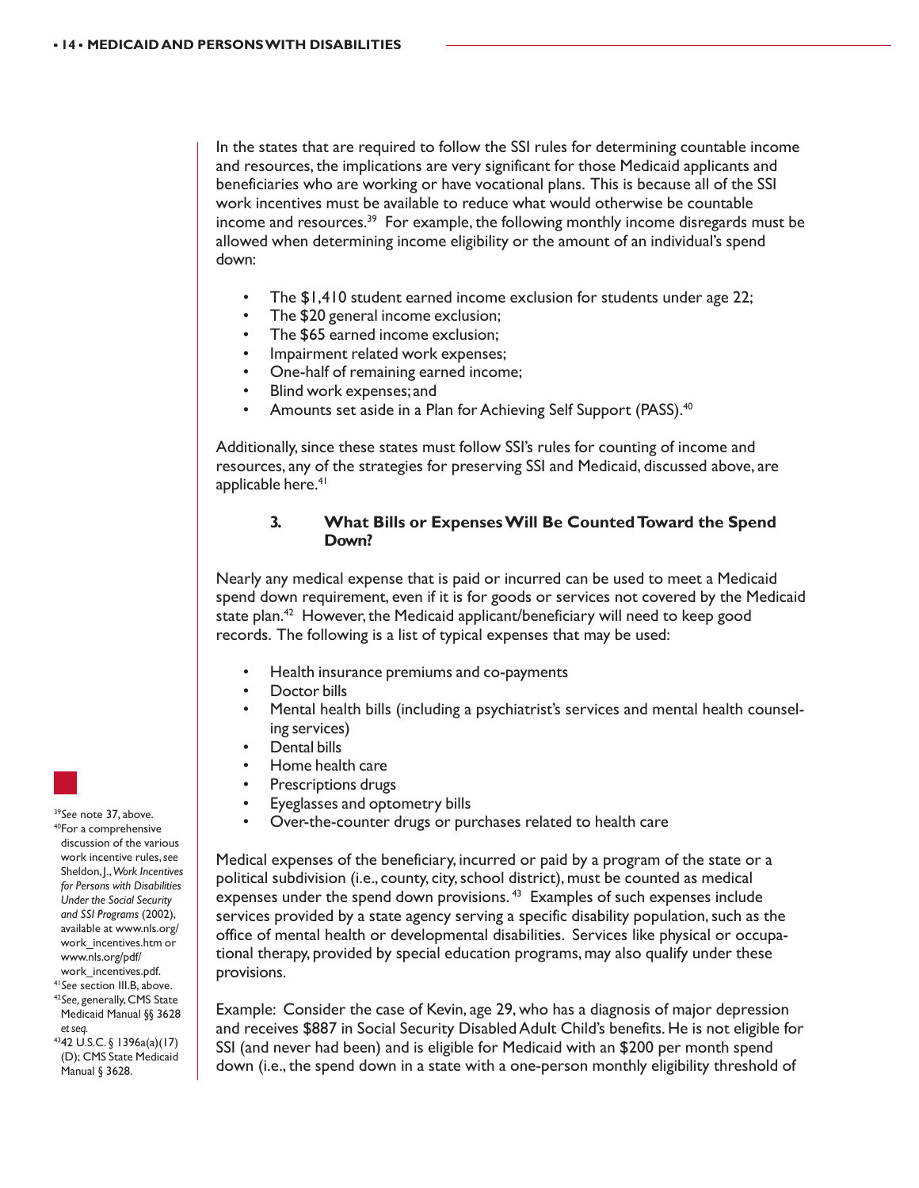In the states that are required to follow the SSI rules for determining countable income and resources, the implications are very significant for those Medicaid applicants and beneficiaries who are working or have vocational plans. This is because all of the SSI work incentives must be available to reduce what would otherwise be countable income and resources.[39] For example, the following monthly income disregards must be allowed when determining income eligibility or the amount of an individual's spend down:

- The $1,410 student earned income exclusion for students under age 22;
- The $20 general income exclusion;
- The $65 earned income exclusion;
- Impairment related work expenses;
- One-half of remaining earned income;
- Blind work expenses; and
- Amounts set aside in a Plan for Achieving Self Support (PASS).[40]

Additionally, since these states must follow SSI's rules for counting of income and resources, any of the strategies for preserving SSI and Medicaid, discussed above, are applicable here.[41]

### 3. What Bills or Expenses Will Be Counted Toward the Spend Down?

Nearly any medical expense that is paid or incurred can be used to meet a Medicaid spend down requirement, even if it is for goods or services not covered by the Medicaid state plan.[42] However, the Medicaid applicant/beneficiary will need to keep good records. The following is a list of typical expenses that may be used:

- Health insurance premiums and co-payments
- Doctor bills
- Mental health bills (including a psychiatrist's services and mental health counseling services)
- Dental bills
- Home health care
- Prescriptions drugs
- Eyeglasses and optometry bills
- Over-the-counter drugs or purchases related to health care

Medical expenses of the beneficiary, incurred or paid by a program of the state or a political subdivision (i.e., county, city, school district), must be counted as medical expenses under the spend down provisions.[43] Examples of such expenses include services provided by a state agency serving a specific disability population, such as the office of mental health or developmental disabilities. Services like physical or occupational therapy, provided by special education programs, may also qualify under these provisions.

Example: Consider the case of Kevin, age 29, who has a diagnosis of major depression and receives $887 in Social Security Disabled Adult Child's benefits. He is not eligible for SSI (and never had been) and is eligible for Medicaid with an $200 per month spend down (i.e., the spend down in a state with a one-person monthly eligibility threshold of

---

[39] *See* note 37, above.

[40] For a comprehensive discussion of the various work incentive rules, *see* Sheldon, J., *Work Incentives for Persons with Disabilities Under the Social Security and SSI Programs* (2002), available at www.nls.org/work_incentives.htm or www.nls.org/pdf/work_incentives.pdf.

[41] *See* section III.B, above.

[42] *See*, generally, CMS State Medicaid Manual §§ 3628 *et seq.*

[43] 42 U.S.C. § 1396a(a)(17)(D); CMS State Medicaid Manual § 3628.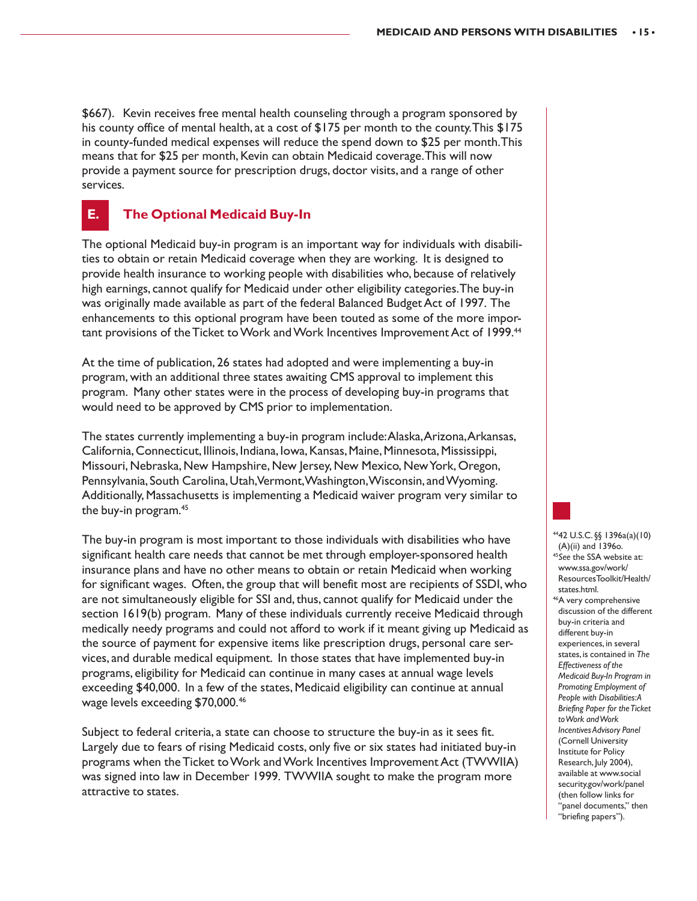$667). Kevin receives free mental health counseling through a program sponsored by his county office of mental health, at a cost of $175 per month to the county. This $175 in county-funded medical expenses will reduce the spend down to $25 per month. This means that for $25 per month, Kevin can obtain Medicaid coverage. This will now provide a payment source for prescription drugs, doctor visits, and a range of other services.

## E. The Optional Medicaid Buy-In

The optional Medicaid buy-in program is an important way for individuals with disabilities to obtain or retain Medicaid coverage when they are working. It is designed to provide health insurance to working people with disabilities who, because of relatively high earnings, cannot qualify for Medicaid under other eligibility categories. The buy-in was originally made available as part of the federal Balanced Budget Act of 1997. The enhancements to this optional program have been touted as some of the more important provisions of the Ticket to Work and Work Incentives Improvement Act of 1999.[44]

At the time of publication, 26 states had adopted and were implementing a buy-in program, with an additional three states awaiting CMS approval to implement this program. Many other states were in the process of developing buy-in programs that would need to be approved by CMS prior to implementation.

The states currently implementing a buy-in program include: Alaska, Arizona, Arkansas, California, Connecticut, Illinois, Indiana, Iowa, Kansas, Maine, Minnesota, Mississippi, Missouri, Nebraska, New Hampshire, New Jersey, New Mexico, New York, Oregon, Pennsylvania, South Carolina, Utah, Vermont, Washington, Wisconsin, and Wyoming. Additionally, Massachusetts is implementing a Medicaid waiver program very similar to the buy-in program.[45]

The buy-in program is most important to those individuals with disabilities who have significant health care needs that cannot be met through employer-sponsored health insurance plans and have no other means to obtain or retain Medicaid when working for significant wages. Often, the group that will benefit most are recipients of SSDI, who are not simultaneously eligible for SSI and, thus, cannot qualify for Medicaid under the section 1619(b) program. Many of these individuals currently receive Medicaid through medically needy programs and could not afford to work if it meant giving up Medicaid as the source of payment for expensive items like prescription drugs, personal care services, and durable medical equipment. In those states that have implemented buy-in programs, eligibility for Medicaid can continue in many cases at annual wage levels exceeding $40,000. In a few of the states, Medicaid eligibility can continue at annual wage levels exceeding $70,000.[46]

Subject to federal criteria, a state can choose to structure the buy-in as it sees fit. Largely due to fears of rising Medicaid costs, only five or six states had initiated buy-in programs when the Ticket to Work and Work Incentives Improvement Act (TWWIIA) was signed into law in December 1999. TWWIIA sought to make the program more attractive to states.

---

[44] 42 U.S.C. §§ 1396a(a)(10)(A)(ii) and 1396o.

[45] See the SSA website at: www.ssa.gov/work/ResourcesToolkit/Health/states.html.

[46] A very comprehensive discussion of the different buy-in criteria and different buy-in experiences, in several states, is contained in *The Effectiveness of the Medicaid Buy-In Program in Promoting Employment of People with Disabilities: A Briefing Paper for the Ticket to Work and Work Incentives Advisory Panel* (Cornell University Institute for Policy Research, July 2004), available at www.socialsecurity.gov/work/panel (then follow links for "panel documents," then "briefing papers").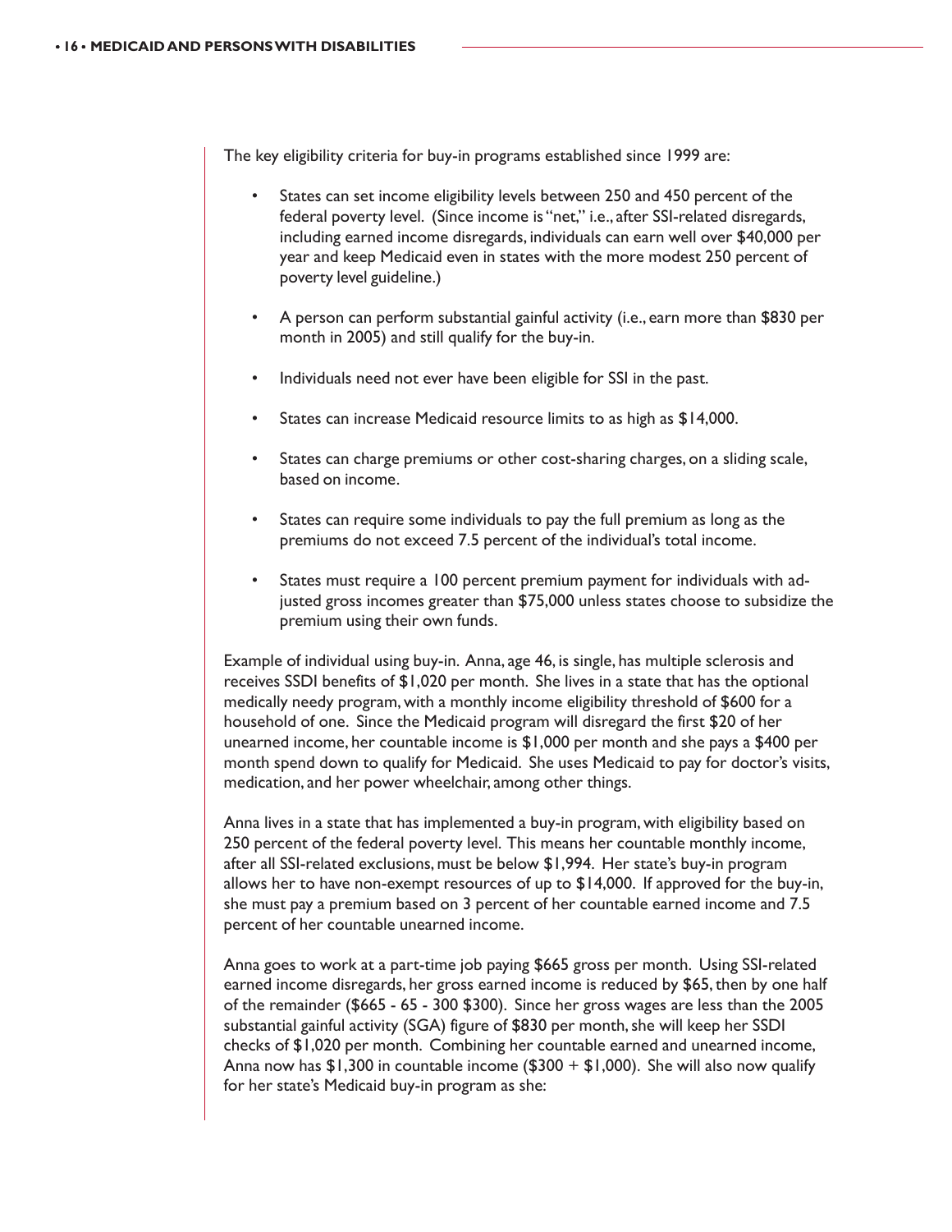The key eligibility criteria for buy-in programs established since 1999 are:

- States can set income eligibility levels between 250 and 450 percent of the federal poverty level. (Since income is "net," i.e., after SSI-related disregards, including earned income disregards, individuals can earn well over $40,000 per year and keep Medicaid even in states with the more modest 250 percent of poverty level guideline.)
- A person can perform substantial gainful activity (i.e., earn more than $830 per month in 2005) and still qualify for the buy-in.
- Individuals need not ever have been eligible for SSI in the past.
- States can increase Medicaid resource limits to as high as $14,000.
- States can charge premiums or other cost-sharing charges, on a sliding scale, based on income.
- States can require some individuals to pay the full premium as long as the premiums do not exceed 7.5 percent of the individual's total income.
- States must require a 100 percent premium payment for individuals with adjusted gross incomes greater than $75,000 unless states choose to subsidize the premium using their own funds.

Example of individual using buy-in. Anna, age 46, is single, has multiple sclerosis and receives SSDI benefits of $1,020 per month. She lives in a state that has the optional medically needy program, with a monthly income eligibility threshold of $600 for a household of one. Since the Medicaid program will disregard the first $20 of her unearned income, her countable income is $1,000 per month and she pays a $400 per month spend down to qualify for Medicaid. She uses Medicaid to pay for doctor's visits, medication, and her power wheelchair, among other things.

Anna lives in a state that has implemented a buy-in program, with eligibility based on 250 percent of the federal poverty level. This means her countable monthly income, after all SSI-related exclusions, must be below $1,994. Her state's buy-in program allows her to have non-exempt resources of up to $14,000. If approved for the buy-in, she must pay a premium based on 3 percent of her countable earned income and 7.5 percent of her countable unearned income.

Anna goes to work at a part-time job paying $665 gross per month. Using SSI-related earned income disregards, her gross earned income is reduced by $65, then by one half of the remainder ($665 - 65 - 300 $300). Since her gross wages are less than the 2005 substantial gainful activity (SGA) figure of $830 per month, she will keep her SSDI checks of $1,020 per month. Combining her countable earned and unearned income, Anna now has $1,300 in countable income ($300 + $1,000). She will also now qualify for her state's Medicaid buy-in program as she: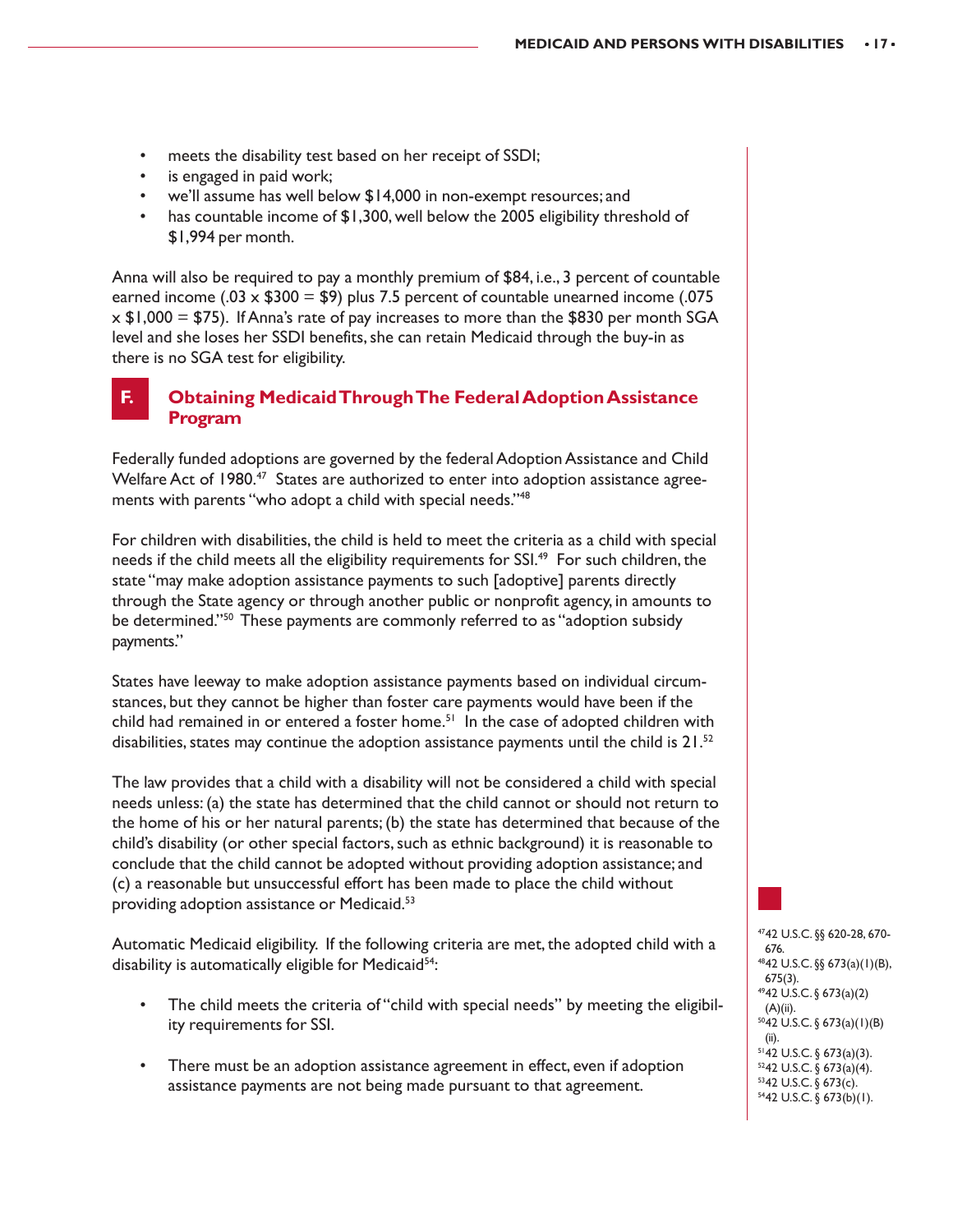- meets the disability test based on her receipt of SSDI;
- is engaged in paid work;
- we'll assume has well below $14,000 in non-exempt resources; and
- has countable income of $1,300, well below the 2005 eligibility threshold of $1,994 per month.

Anna will also be required to pay a monthly premium of $84, i.e., 3 percent of countable earned income (.03 x $300 = $9) plus 7.5 percent of countable unearned income (.075 x $1,000 = $75). If Anna's rate of pay increases to more than the $830 per month SGA level and she loses her SSDI benefits, she can retain Medicaid through the buy-in as there is no SGA test for eligibility.

## F. Obtaining Medicaid Through The Federal Adoption Assistance Program

Federally funded adoptions are governed by the federal Adoption Assistance and Child Welfare Act of 1980.[47] States are authorized to enter into adoption assistance agreements with parents "who adopt a child with special needs."[48]

For children with disabilities, the child is held to meet the criteria as a child with special needs if the child meets all the eligibility requirements for SSI.[49] For such children, the state "may make adoption assistance payments to such [adoptive] parents directly through the State agency or through another public or nonprofit agency, in amounts to be determined."[50] These payments are commonly referred to as "adoption subsidy payments."

States have leeway to make adoption assistance payments based on individual circumstances, but they cannot be higher than foster care payments would have been if the child had remained in or entered a foster home.[51] In the case of adopted children with disabilities, states may continue the adoption assistance payments until the child is 21.[52]

The law provides that a child with a disability will not be considered a child with special needs unless: (a) the state has determined that the child cannot or should not return to the home of his or her natural parents; (b) the state has determined that because of the child's disability (or other special factors, such as ethnic background) it is reasonable to conclude that the child cannot be adopted without providing adoption assistance; and (c) a reasonable but unsuccessful effort has been made to place the child without providing adoption assistance or Medicaid.[53]

Automatic Medicaid eligibility. If the following criteria are met, the adopted child with a disability is automatically eligible for Medicaid[54]:

- The child meets the criteria of "child with special needs" by meeting the eligibility requirements for SSI.
- There must be an adoption assistance agreement in effect, even if adoption assistance payments are not being made pursuant to that agreement.

[47] 42 U.S.C. §§ 620-28, 670-676.
[48] 42 U.S.C. §§ 673(a)(1)(B), 675(3).
[49] 42 U.S.C. § 673(a)(2)(A)(ii).
[50] 42 U.S.C. § 673(a)(1)(B)(ii).
[51] 42 U.S.C. § 673(a)(3).
[52] 42 U.S.C. § 673(a)(4).
[53] 42 U.S.C. § 673(c).
[54] 42 U.S.C. § 673(b)(1).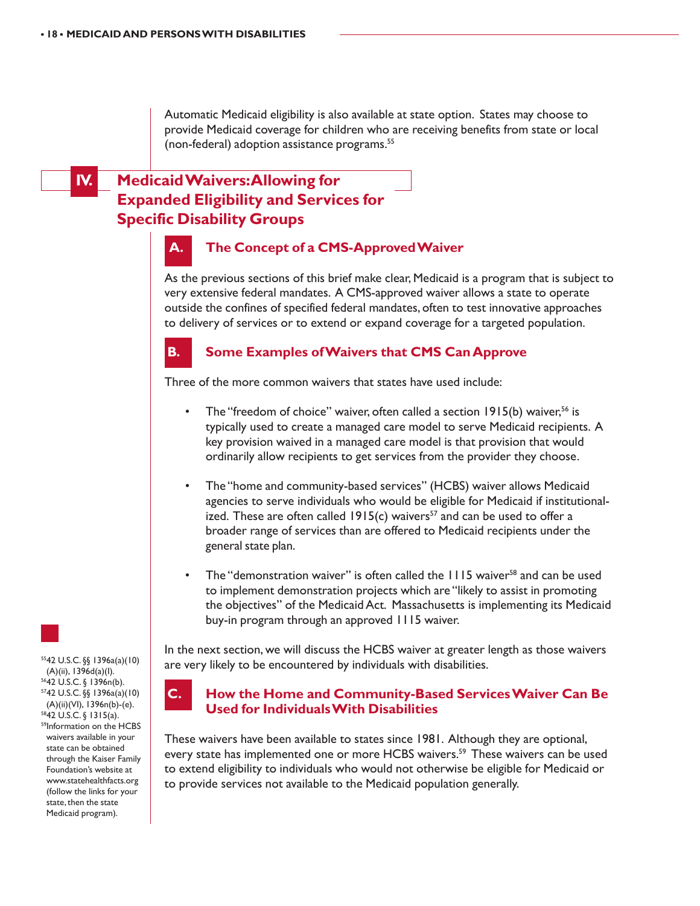Automatic Medicaid eligibility is also available at state option. States may choose to provide Medicaid coverage for children who are receiving benefits from state or local (non-federal) adoption assistance programs.[55]

## IV. Medicaid Waivers: Allowing for Expanded Eligibility and Services for Specific Disability Groups

### A. The Concept of a CMS-Approved Waiver

As the previous sections of this brief make clear, Medicaid is a program that is subject to very extensive federal mandates. A CMS-approved waiver allows a state to operate outside the confines of specified federal mandates, often to test innovative approaches to delivery of services or to extend or expand coverage for a targeted population.

### B. Some Examples of Waivers that CMS Can Approve

Three of the more common waivers that states have used include:

- The "freedom of choice" waiver, often called a section 1915(b) waiver,[56] is typically used to create a managed care model to serve Medicaid recipients. A key provision waived in a managed care model is that provision that would ordinarily allow recipients to get services from the provider they choose.

- The "home and community-based services" (HCBS) waiver allows Medicaid agencies to serve individuals who would be eligible for Medicaid if institutionalized. These are often called 1915(c) waivers[57] and can be used to offer a broader range of services than are offered to Medicaid recipients under the general state plan.

- The "demonstration waiver" is often called the 1115 waiver[58] and can be used to implement demonstration projects which are "likely to assist in promoting the objectives" of the Medicaid Act. Massachusetts is implementing its Medicaid buy-in program through an approved 1115 waiver.

In the next section, we will discuss the HCBS waiver at greater length as those waivers are very likely to be encountered by individuals with disabilities.

### C. How the Home and Community-Based Services Waiver Can Be Used for Individuals With Disabilities

These waivers have been available to states since 1981. Although they are optional, every state has implemented one or more HCBS waivers.[59] These waivers can be used to extend eligibility to individuals who would not otherwise be eligible for Medicaid or to provide services not available to the Medicaid population generally.

---

[55] 42 U.S.C. §§ 1396a(a)(10)(A)(ii), 1396d(a)(I).
[56] 42 U.S.C. § 1396n(b).
[57] 42 U.S.C. §§ 1396a(a)(10)(A)(ii)(VI), 1396n(b)-(e).
[58] 42 U.S.C. § 1315(a).
[59] Information on the HCBS waivers available in your state can be obtained through the Kaiser Family Foundation's website at www.statehealthfacts.org (follow the links for your state, then the state Medicaid program).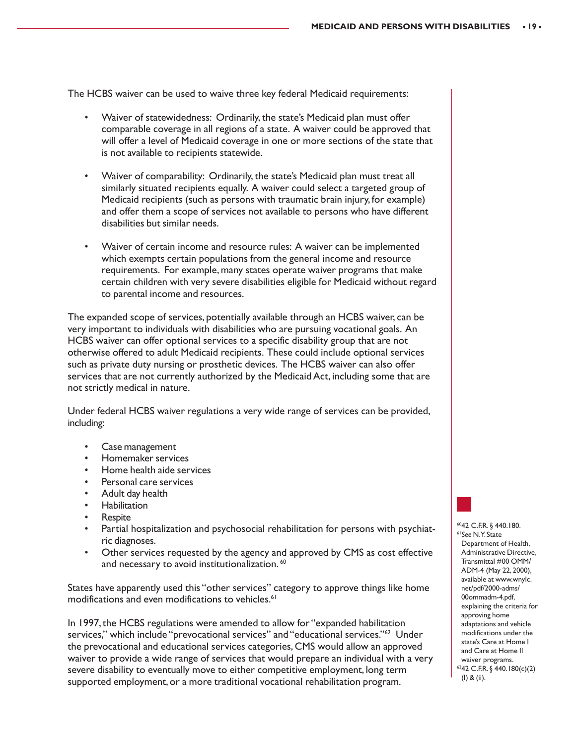The HCBS waiver can be used to waive three key federal Medicaid requirements:

- Waiver of statewidedness: Ordinarily, the state's Medicaid plan must offer comparable coverage in all regions of a state. A waiver could be approved that will offer a level of Medicaid coverage in one or more sections of the state that is not available to recipients statewide.

- Waiver of comparability: Ordinarily, the state's Medicaid plan must treat all similarly situated recipients equally. A waiver could select a targeted group of Medicaid recipients (such as persons with traumatic brain injury, for example) and offer them a scope of services not available to persons who have different disabilities but similar needs.

- Waiver of certain income and resource rules: A waiver can be implemented which exempts certain populations from the general income and resource requirements. For example, many states operate waiver programs that make certain children with very severe disabilities eligible for Medicaid without regard to parental income and resources.

The expanded scope of services, potentially available through an HCBS waiver, can be very important to individuals with disabilities who are pursuing vocational goals. An HCBS waiver can offer optional services to a specific disability group that are not otherwise offered to adult Medicaid recipients. These could include optional services such as private duty nursing or prosthetic devices. The HCBS waiver can also offer services that are not currently authorized by the Medicaid Act, including some that are not strictly medical in nature.

Under federal HCBS waiver regulations a very wide range of services can be provided, including:

- Case management
- Homemaker services
- Home health aide services
- Personal care services
- Adult day health
- Habilitation
- Respite
- Partial hospitalization and psychosocial rehabilitation for persons with psychiatric diagnoses.
- Other services requested by the agency and approved by CMS as cost effective and necessary to avoid institutionalization. [60]

States have apparently used this "other services" category to approve things like home modifications and even modifications to vehicles.[61]

In 1997, the HCBS regulations were amended to allow for "expanded habilitation services," which include "prevocational services" and "educational services."[62] Under the prevocational and educational services categories, CMS would allow an approved waiver to provide a wide range of services that would prepare an individual with a very severe disability to eventually move to either competitive employment, long term supported employment, or a more traditional vocational rehabilitation program.

[60] 42 C.F.R. § 440.180.

[61] *See* N.Y. State Department of Health, Administrative Directive, Transmittal #00 OMM/ADM-4 (May 22, 2000), available at www.wnylc.net/pdf/2000-adms/00ommadm-4.pdf, explaining the criteria for approving home adaptations and vehicle modifications under the state's Care at Home I and Care at Home II waiver programs.

[62] 42 C.F.R. § 440.180(c)(2)(I) & (ii).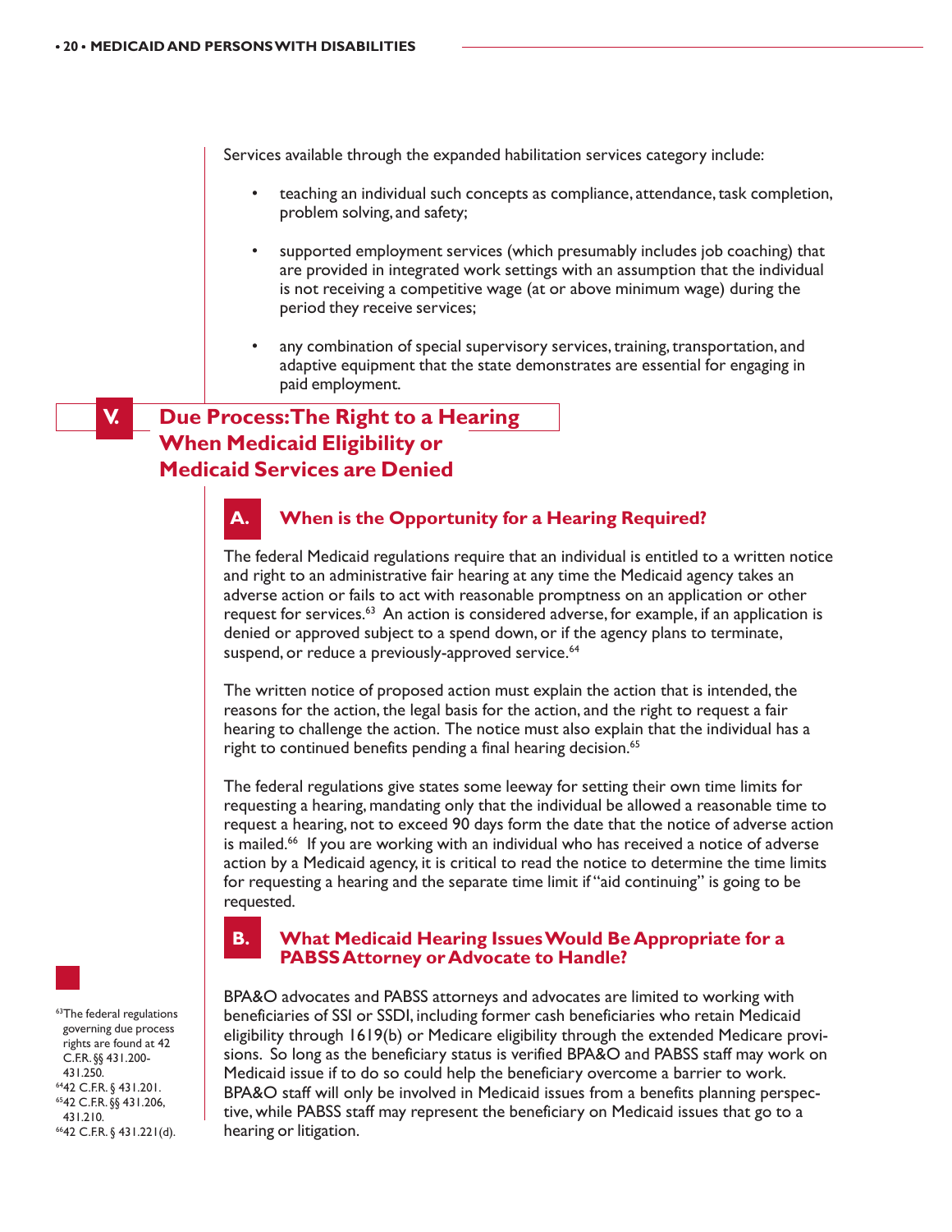Services available through the expanded habilitation services category include:

- teaching an individual such concepts as compliance, attendance, task completion, problem solving, and safety;
- supported employment services (which presumably includes job coaching) that are provided in integrated work settings with an assumption that the individual is not receiving a competitive wage (at or above minimum wage) during the period they receive services;
- any combination of special supervisory services, training, transportation, and adaptive equipment that the state demonstrates are essential for engaging in paid employment.

## V. Due Process: The Right to a Hearing When Medicaid Eligibility or Medicaid Services are Denied

### A. When is the Opportunity for a Hearing Required?

The federal Medicaid regulations require that an individual is entitled to a written notice and right to an administrative fair hearing at any time the Medicaid agency takes an adverse action or fails to act with reasonable promptness on an application or other request for services.[63] An action is considered adverse, for example, if an application is denied or approved subject to a spend down, or if the agency plans to terminate, suspend, or reduce a previously-approved service.[64]

The written notice of proposed action must explain the action that is intended, the reasons for the action, the legal basis for the action, and the right to request a fair hearing to challenge the action. The notice must also explain that the individual has a right to continued benefits pending a final hearing decision.[65]

The federal regulations give states some leeway for setting their own time limits for requesting a hearing, mandating only that the individual be allowed a reasonable time to request a hearing, not to exceed 90 days form the date that the notice of adverse action is mailed.[66] If you are working with an individual who has received a notice of adverse action by a Medicaid agency, it is critical to read the notice to determine the time limits for requesting a hearing and the separate time limit if "aid continuing" is going to be requested.

### B. What Medicaid Hearing Issues Would Be Appropriate for a PABSS Attorney or Advocate to Handle?

BPA&O advocates and PABSS attorneys and advocates are limited to working with beneficiaries of SSI or SSDI, including former cash beneficiaries who retain Medicaid eligibility through 1619(b) or Medicare eligibility through the extended Medicare provisions. So long as the beneficiary status is verified BPA&O and PABSS staff may work on Medicaid issue if to do so could help the beneficiary overcome a barrier to work. BPA&O staff will only be involved in Medicaid issues from a benefits planning perspective, while PABSS staff may represent the beneficiary on Medicaid issues that go to a hearing or litigation.

[63] The federal regulations governing due process rights are found at 42 C.F.R. §§ 431.200-431.250.
[64] 42 C.F.R. § 431.201.
[65] 42 C.F.R. §§ 431.206, 431.210.
[66] 42 C.F.R. § 431.221(d).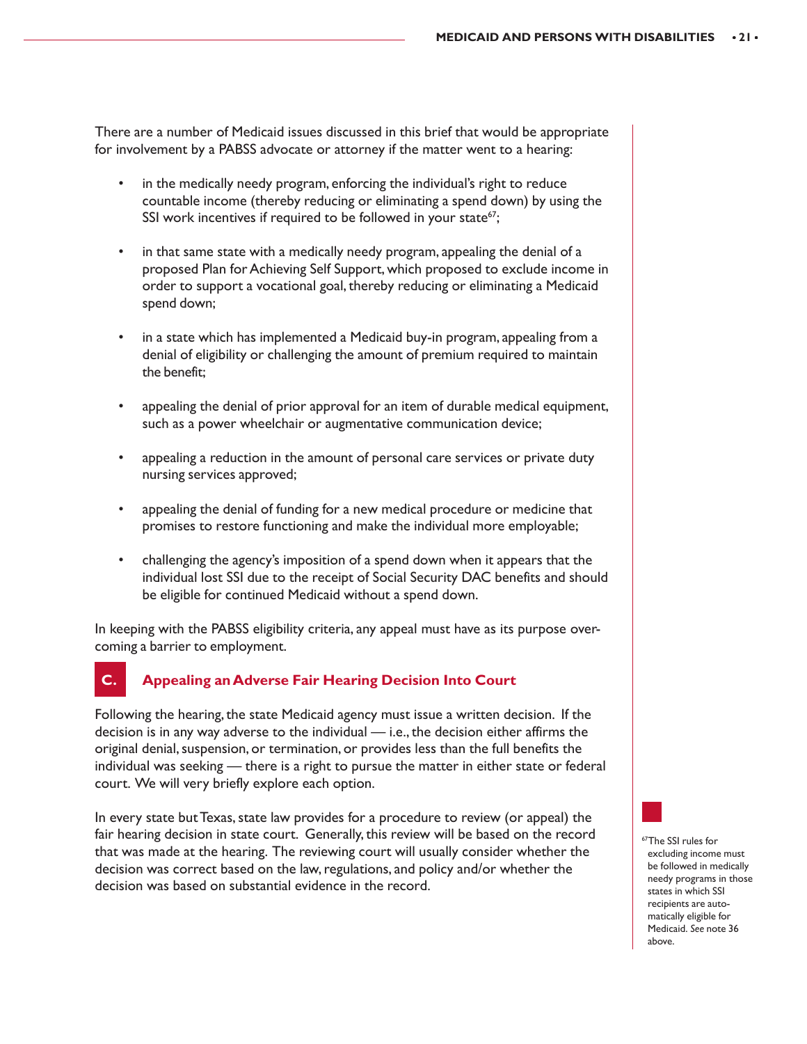There are a number of Medicaid issues discussed in this brief that would be appropriate for involvement by a PABSS advocate or attorney if the matter went to a hearing:

- in the medically needy program, enforcing the individual's right to reduce countable income (thereby reducing or eliminating a spend down) by using the SSI work incentives if required to be followed in your state[67];
- in that same state with a medically needy program, appealing the denial of a proposed Plan for Achieving Self Support, which proposed to exclude income in order to support a vocational goal, thereby reducing or eliminating a Medicaid spend down;
- in a state which has implemented a Medicaid buy-in program, appealing from a denial of eligibility or challenging the amount of premium required to maintain the benefit;
- appealing the denial of prior approval for an item of durable medical equipment, such as a power wheelchair or augmentative communication device;
- appealing a reduction in the amount of personal care services or private duty nursing services approved;
- appealing the denial of funding for a new medical procedure or medicine that promises to restore functioning and make the individual more employable;
- challenging the agency's imposition of a spend down when it appears that the individual lost SSI due to the receipt of Social Security DAC benefits and should be eligible for continued Medicaid without a spend down.

In keeping with the PABSS eligibility criteria, any appeal must have as its purpose overcoming a barrier to employment.

## C. Appealing an Adverse Fair Hearing Decision Into Court

Following the hearing, the state Medicaid agency must issue a written decision. If the decision is in any way adverse to the individual — i.e., the decision either affirms the original denial, suspension, or termination, or provides less than the full benefits the individual was seeking — there is a right to pursue the matter in either state or federal court. We will very briefly explore each option.

In every state but Texas, state law provides for a procedure to review (or appeal) the fair hearing decision in state court. Generally, this review will be based on the record that was made at the hearing. The reviewing court will usually consider whether the decision was correct based on the law, regulations, and policy and/or whether the decision was based on substantial evidence in the record.

[67] The SSI rules for excluding income must be followed in medically needy programs in those states in which SSI recipients are automatically eligible for Medicaid. *See* note 36 above.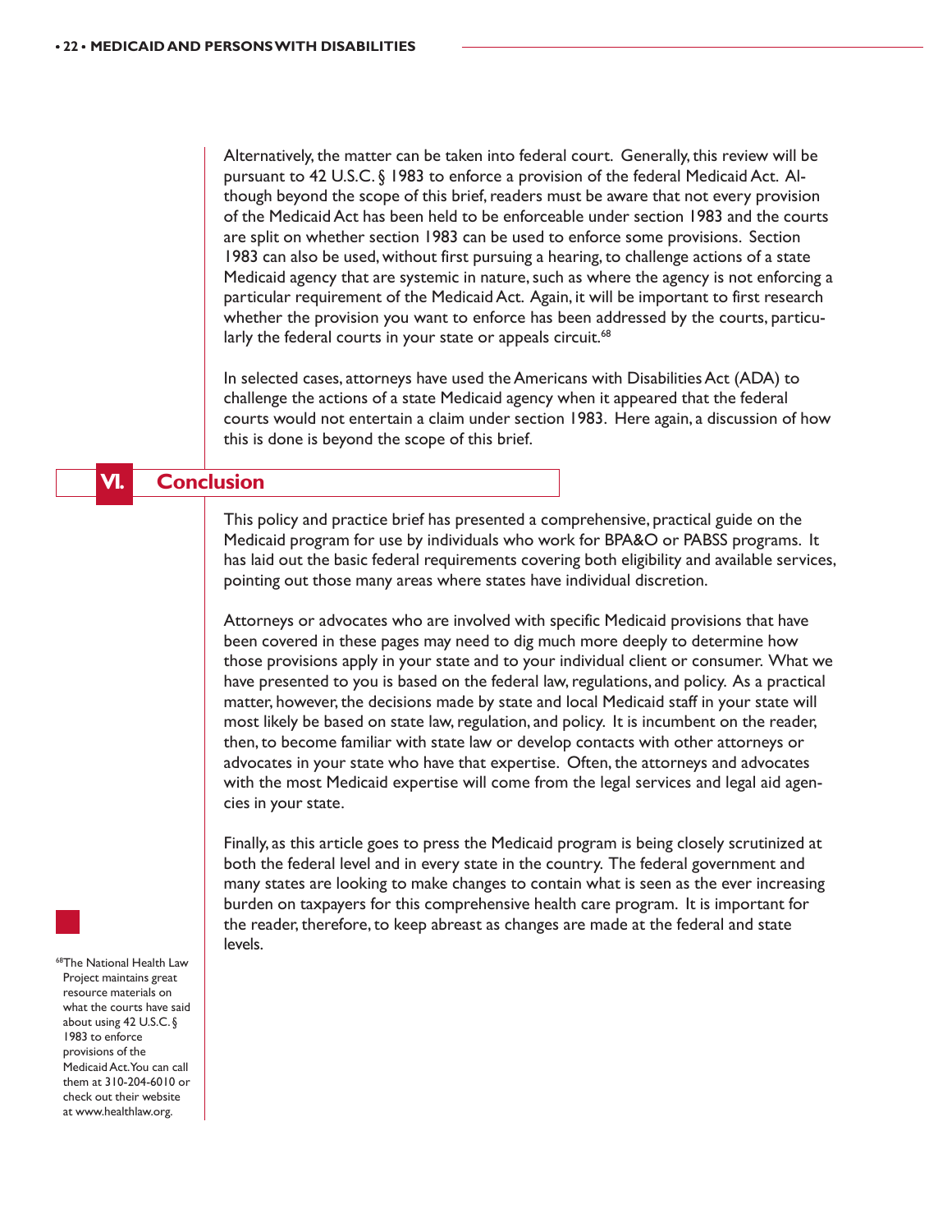Alternatively, the matter can be taken into federal court. Generally, this review will be pursuant to 42 U.S.C. § 1983 to enforce a provision of the federal Medicaid Act. Although beyond the scope of this brief, readers must be aware that not every provision of the Medicaid Act has been held to be enforceable under section 1983 and the courts are split on whether section 1983 can be used to enforce some provisions. Section 1983 can also be used, without first pursuing a hearing, to challenge actions of a state Medicaid agency that are systemic in nature, such as where the agency is not enforcing a particular requirement of the Medicaid Act. Again, it will be important to first research whether the provision you want to enforce has been addressed by the courts, particularly the federal courts in your state or appeals circuit.[68]

In selected cases, attorneys have used the Americans with Disabilities Act (ADA) to challenge the actions of a state Medicaid agency when it appeared that the federal courts would not entertain a claim under section 1983. Here again, a discussion of how this is done is beyond the scope of this brief.

## VI. Conclusion

This policy and practice brief has presented a comprehensive, practical guide on the Medicaid program for use by individuals who work for BPA&O or PABSS programs. It has laid out the basic federal requirements covering both eligibility and available services, pointing out those many areas where states have individual discretion.

Attorneys or advocates who are involved with specific Medicaid provisions that have been covered in these pages may need to dig much more deeply to determine how those provisions apply in your state and to your individual client or consumer. What we have presented to you is based on the federal law, regulations, and policy. As a practical matter, however, the decisions made by state and local Medicaid staff in your state will most likely be based on state law, regulation, and policy. It is incumbent on the reader, then, to become familiar with state law or develop contacts with other attorneys or advocates in your state who have that expertise. Often, the attorneys and advocates with the most Medicaid expertise will come from the legal services and legal aid agencies in your state.

Finally, as this article goes to press the Medicaid program is being closely scrutinized at both the federal level and in every state in the country. The federal government and many states are looking to make changes to contain what is seen as the ever increasing burden on taxpayers for this comprehensive health care program. It is important for the reader, therefore, to keep abreast as changes are made at the federal and state levels.

[68] The National Health Law Project maintains great resource materials on what the courts have said about using 42 U.S.C. § 1983 to enforce provisions of the Medicaid Act. You can call them at 310-204-6010 or check out their website at www.healthlaw.org.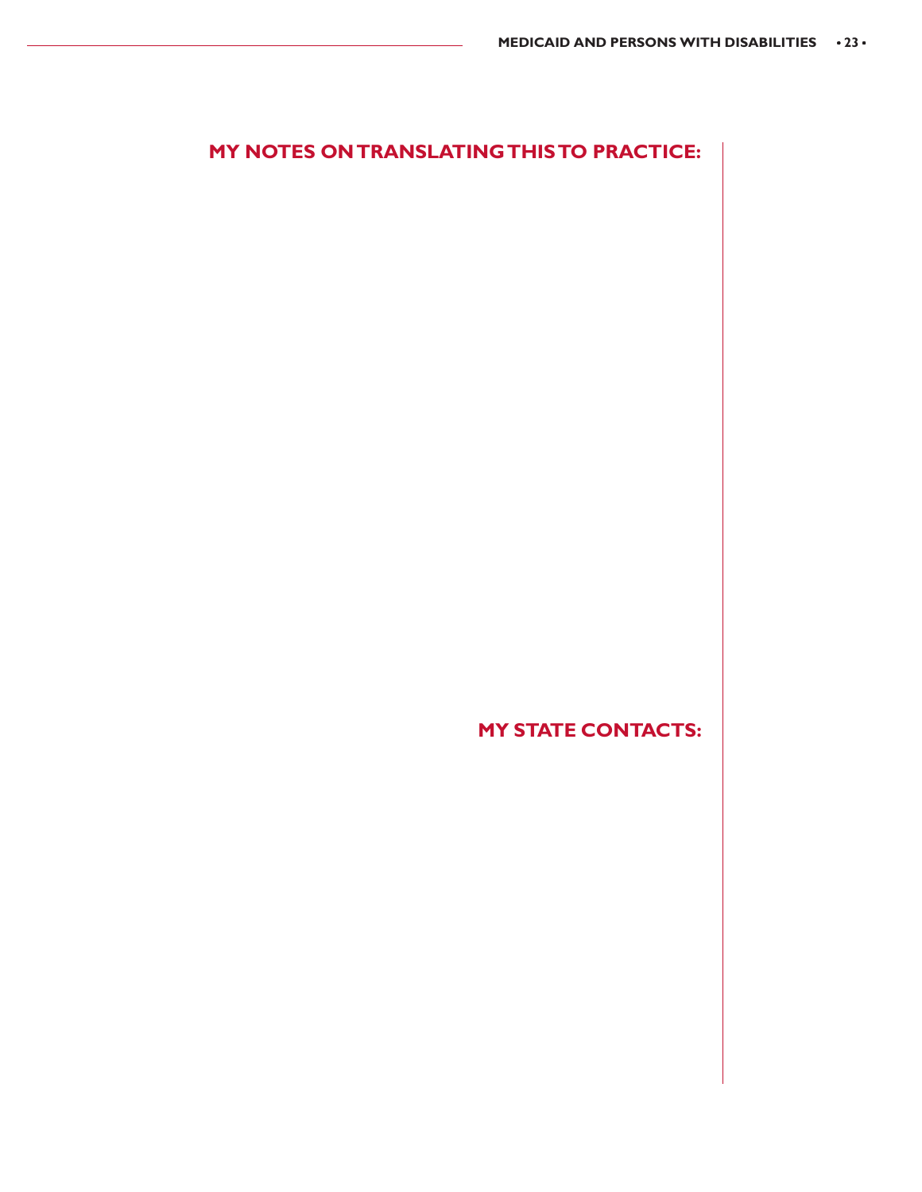## MY NOTES ON TRANSLATING THIS TO PRACTICE:

## MY STATE CONTACTS: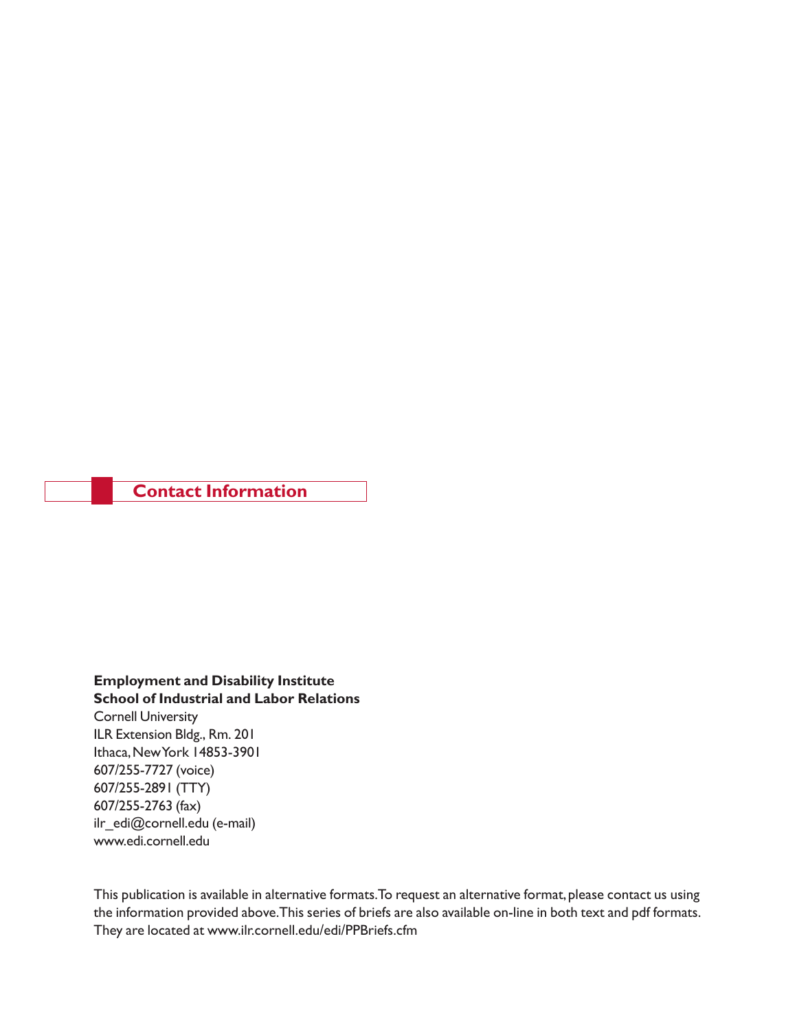## Contact Information

**Employment and Disability Institute**
**School of Industrial and Labor Relations**
Cornell University
ILR Extension Bldg., Rm. 201
Ithaca, New York 14853-3901
607/255-7727 (voice)
607/255-2891 (TTY)
607/255-2763 (fax)
ilr_edi@cornell.edu (e-mail)
www.edi.cornell.edu

This publication is available in alternative formats. To request an alternative format, please contact us using the information provided above. This series of briefs are also available on-line in both text and pdf formats. They are located at www.ilr.cornell.edu/edi/PPBriefs.cfm